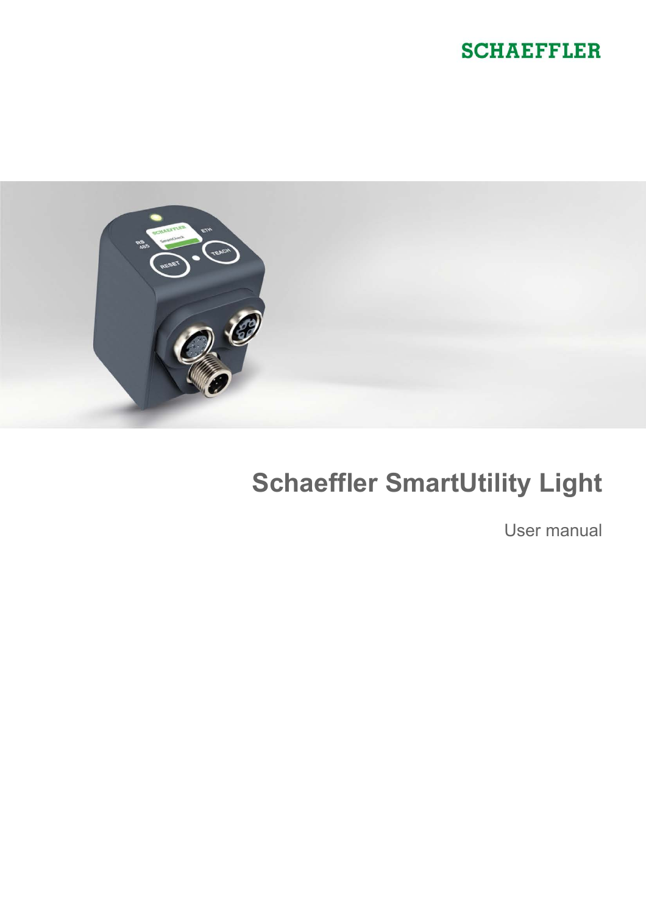SCHAEFFLER

# Schaeffler SmartUtility Light

User manual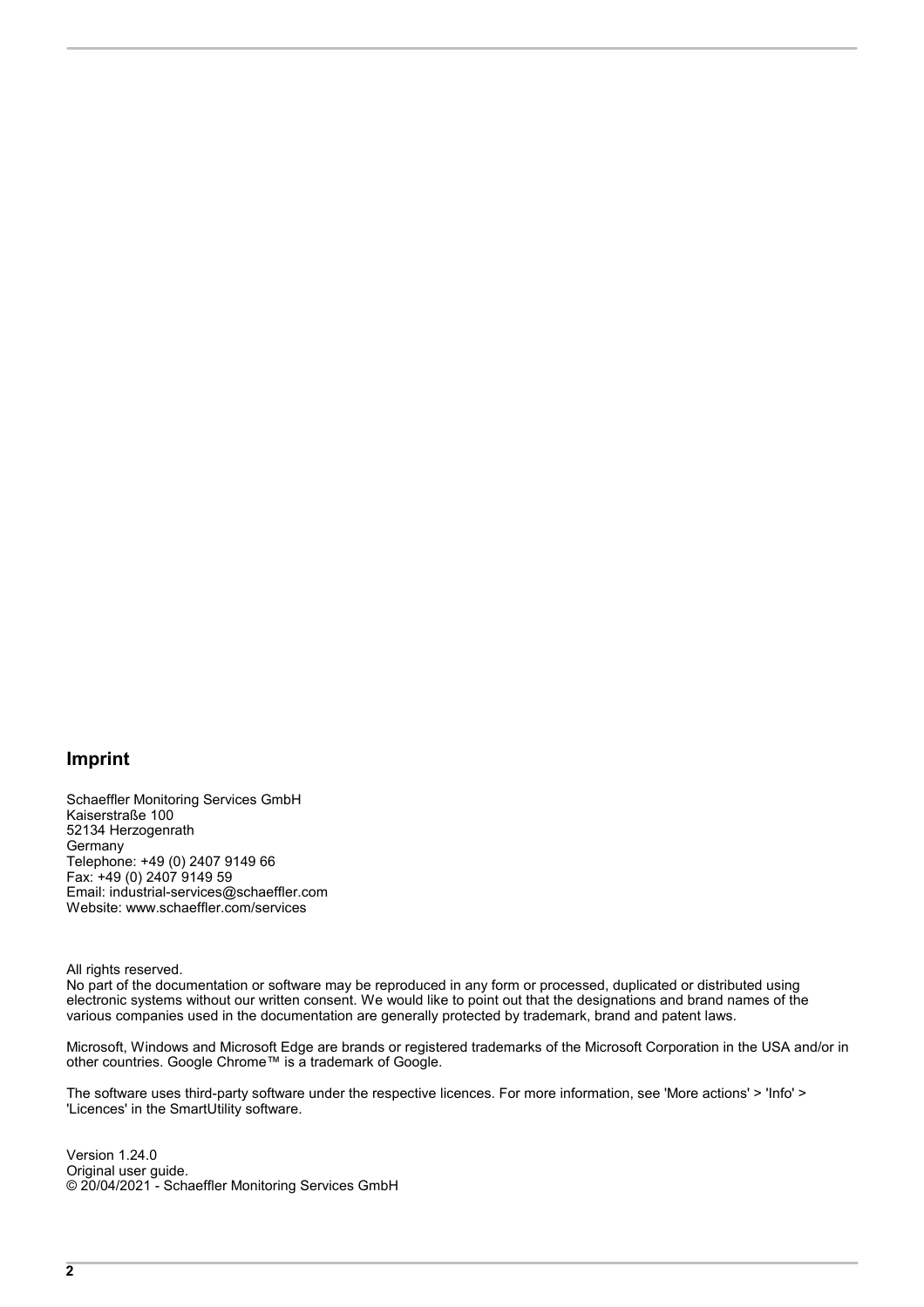## Imprint

Schaeffler Monitoring Services GmbH
Kaiserstraße 100
52134 Herzogenrath
Germany
Telephone: +49 (0) 2407 9149 66
Fax: +49 (0) 2407 9149 59
Email: industrial-services@schaeffler.com
Website: www.schaeffler.com/services

All rights reserved.
No part of the documentation or software may be reproduced in any form or processed, duplicated or distributed using electronic systems without our written consent. We would like to point out that the designations and brand names of the various companies used in the documentation are generally protected by trademark, brand and patent laws.

Microsoft, Windows and Microsoft Edge are brands or registered trademarks of the Microsoft Corporation in the USA and/or in other countries. Google Chrome™ is a trademark of Google.

The software uses third-party software under the respective licences. For more information, see 'More actions' > 'Info' > 'Licences' in the SmartUtility software.

Version 1.24.0
Original user guide.
© 20/04/2021 - Schaeffler Monitoring Services GmbH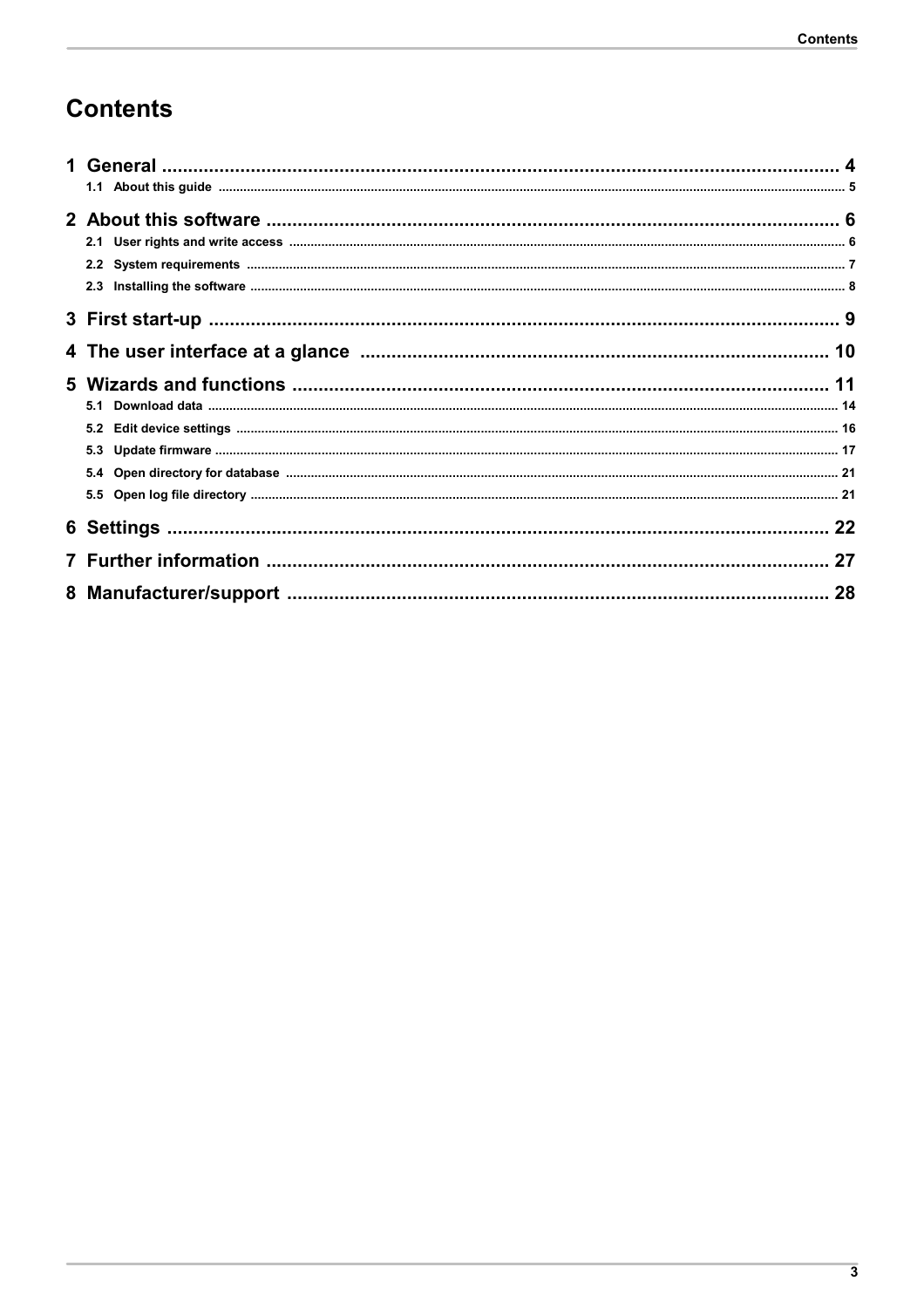# Contents

- 1 General ... 4
  - 1.1 About this guide ... 5
- 2 About this software ... 6
  - 2.1 User rights and write access ... 6
  - 2.2 System requirements ... 7
  - 2.3 Installing the software ... 8
- 3 First start-up ... 9
- 4 The user interface at a glance ... 10
- 5 Wizards and functions ... 11
  - 5.1 Download data ... 14
  - 5.2 Edit device settings ... 16
  - 5.3 Update firmware ... 17
  - 5.4 Open directory for database ... 21
  - 5.5 Open log file directory ... 21
- 6 Settings ... 22
- 7 Further information ... 27
- 8 Manufacturer/support ... 28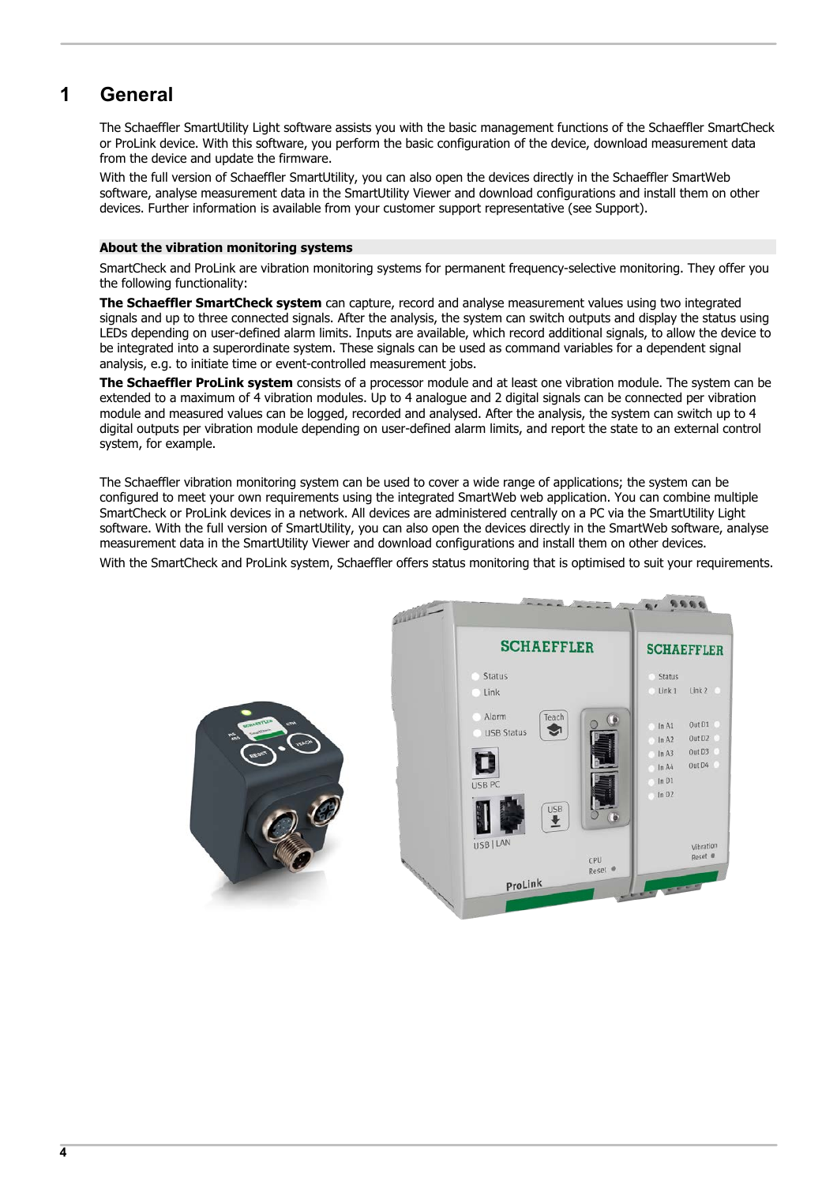# 1 General

The Schaeffler SmartUtility Light software assists you with the basic management functions of the Schaeffler SmartCheck or ProLink device. With this software, you perform the basic configuration of the device, download measurement data from the device and update the firmware.

With the full version of Schaeffler SmartUtility, you can also open the devices directly in the Schaeffler SmartWeb software, analyse measurement data in the SmartUtility Viewer and download configurations and install them on other devices. Further information is available from your customer support representative (see Support).

**About the vibration monitoring systems**

SmartCheck and ProLink are vibration monitoring systems for permanent frequency-selective monitoring. They offer you the following functionality:

**The Schaeffler SmartCheck system** can capture, record and analyse measurement values using two integrated signals and up to three connected signals. After the analysis, the system can switch outputs and display the status using LEDs depending on user-defined alarm limits. Inputs are available, which record additional signals, to allow the device to be integrated into a superordinate system. These signals can be used as command variables for a dependent signal analysis, e.g. to initiate time or event-controlled measurement jobs.

**The Schaeffler ProLink system** consists of a processor module and at least one vibration module. The system can be extended to a maximum of 4 vibration modules. Up to 4 analogue and 2 digital signals can be connected per vibration module and measured values can be logged, recorded and analysed. After the analysis, the system can switch up to 4 digital outputs per vibration module depending on user-defined alarm limits, and report the state to an external control system, for example.

The Schaeffler vibration monitoring system can be used to cover a wide range of applications; the system can be configured to meet your own requirements using the integrated SmartWeb web application. You can combine multiple SmartCheck or ProLink devices in a network. All devices are administered centrally on a PC via the SmartUtility Light software. With the full version of SmartUtility, you can also open the devices directly in the SmartWeb software, analyse measurement data in the SmartUtility Viewer and download configurations and install them on other devices.

With the SmartCheck and ProLink system, Schaeffler offers status monitoring that is optimised to suit your requirements.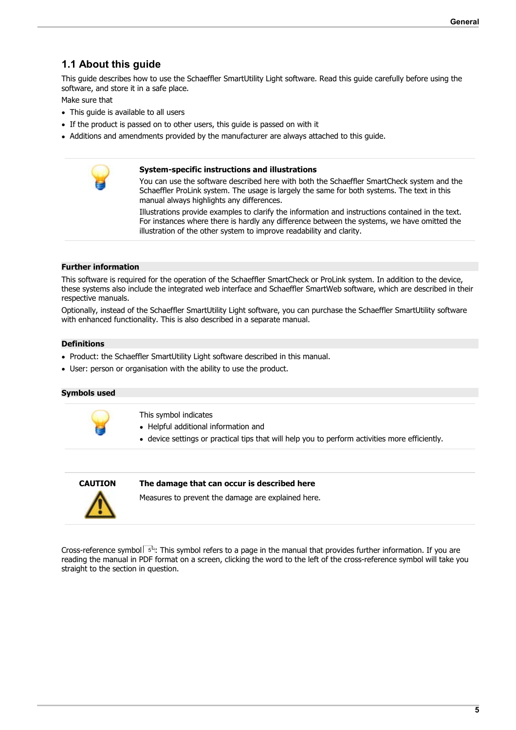## 1.1 About this guide

This guide describes how to use the Schaeffler SmartUtility Light software. Read this guide carefully before using the software, and store it in a safe place.

Make sure that

- This guide is available to all users
- If the product is passed on to other users, this guide is passed on with it
- Additions and amendments provided by the manufacturer are always attached to this guide.

**System-specific instructions and illustrations**

You can use the software described here with both the Schaeffler SmartCheck system and the Schaeffler ProLink system. The usage is largely the same for both systems. The text in this manual always highlights any differences.

Illustrations provide examples to clarify the information and instructions contained in the text. For instances where there is hardly any difference between the systems, we have omitted the illustration of the other system to improve readability and clarity.

### Further information

This software is required for the operation of the Schaeffler SmartCheck or ProLink system. In addition to the device, these systems also include the integrated web interface and Schaeffler SmartWeb software, which are described in their respective manuals.

Optionally, instead of the Schaeffler SmartUtility Light software, you can purchase the Schaeffler SmartUtility software with enhanced functionality. This is also described in a separate manual.

### Definitions

- Product: the Schaeffler SmartUtility Light software described in this manual.
- User: person or organisation with the ability to use the product.

### Symbols used

This symbol indicates

- Helpful additional information and
- device settings or practical tips that will help you to perform activities more efficiently.

**CAUTION**

**The damage that can occur is described here**

Measures to prevent the damage are explained here.

Cross-reference symbol 5: This symbol refers to a page in the manual that provides further information. If you are reading the manual in PDF format on a screen, clicking the word to the left of the cross-reference symbol will take you straight to the section in question.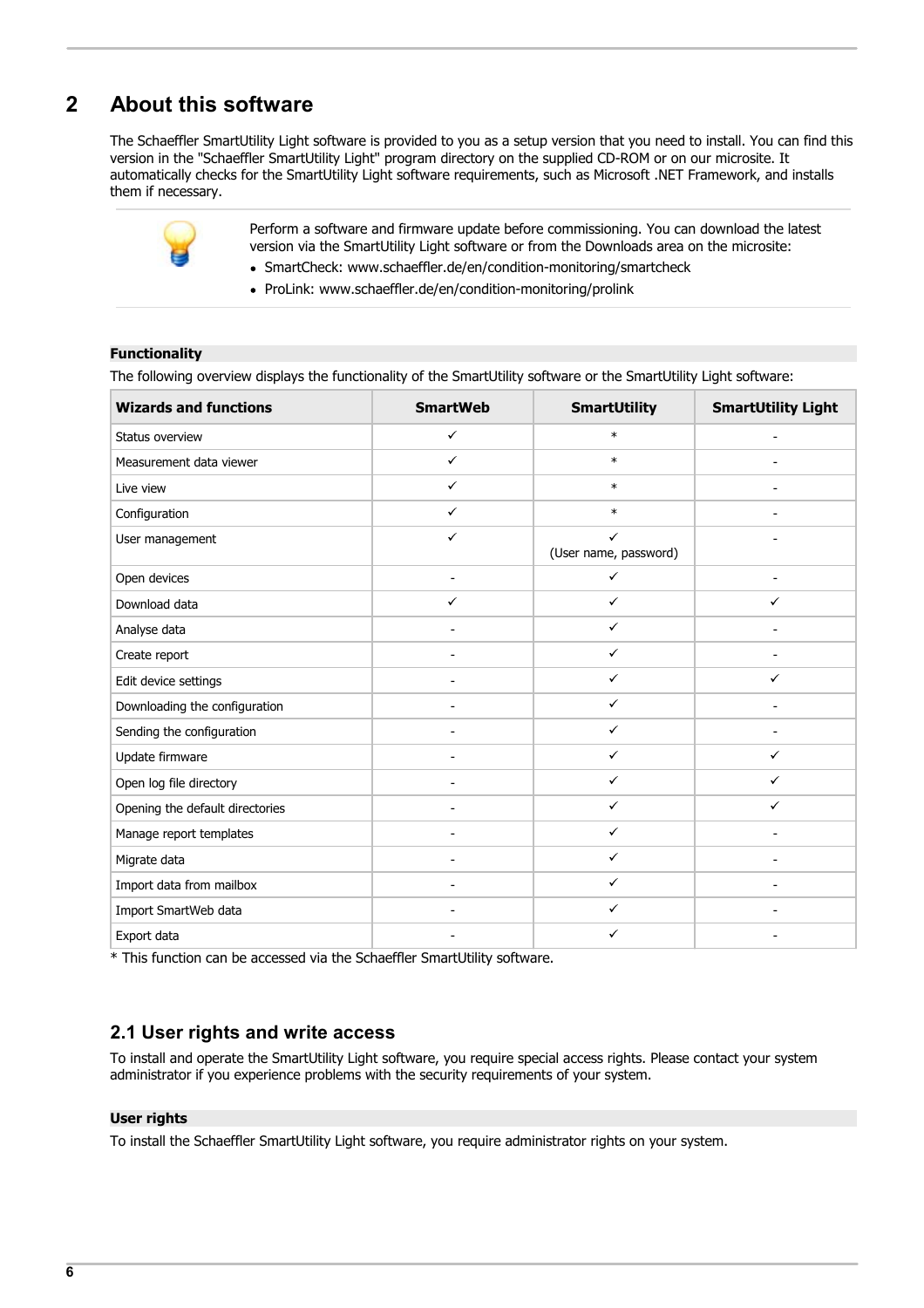# 2 About this software

The Schaeffler SmartUtility Light software is provided to you as a setup version that you need to install. You can find this version in the "Schaeffler SmartUtility Light" program directory on the supplied CD-ROM or on our microsite. It automatically checks for the SmartUtility Light software requirements, such as Microsoft .NET Framework, and installs them if necessary.

Perform a software and firmware update before commissioning. You can download the latest version via the SmartUtility Light software or from the Downloads area on the microsite:

- SmartCheck: www.schaeffler.de/en/condition-monitoring/smartcheck
- ProLink: www.schaeffler.de/en/condition-monitoring/prolink

**Functionality**

The following overview displays the functionality of the SmartUtility software or the SmartUtility Light software:

| Wizards and functions | SmartWeb | SmartUtility | SmartUtility Light |
|---|---|---|---|
| Status overview | ✓ | * | - |
| Measurement data viewer | ✓ | * | - |
| Live view | ✓ | * | - |
| Configuration | ✓ | * | - |
| User management | ✓ | ✓ (User name, password) | - |
| Open devices | - | ✓ | - |
| Download data | ✓ | ✓ | ✓ |
| Analyse data | - | ✓ | - |
| Create report | - | ✓ | - |
| Edit device settings | - | ✓ | ✓ |
| Downloading the configuration | - | ✓ | - |
| Sending the configuration | - | ✓ | - |
| Update firmware | - | ✓ | ✓ |
| Open log file directory | - | ✓ | ✓ |
| Opening the default directories | - | ✓ | ✓ |
| Manage report templates | - | ✓ | - |
| Migrate data | - | ✓ | - |
| Import data from mailbox | - | ✓ | - |
| Import SmartWeb data | - | ✓ | - |
| Export data | - | ✓ | - |

* This function can be accessed via the Schaeffler SmartUtility software.

## 2.1 User rights and write access

To install and operate the SmartUtility Light software, you require special access rights. Please contact your system administrator if you experience problems with the security requirements of your system.

**User rights**

To install the Schaeffler SmartUtility Light software, you require administrator rights on your system.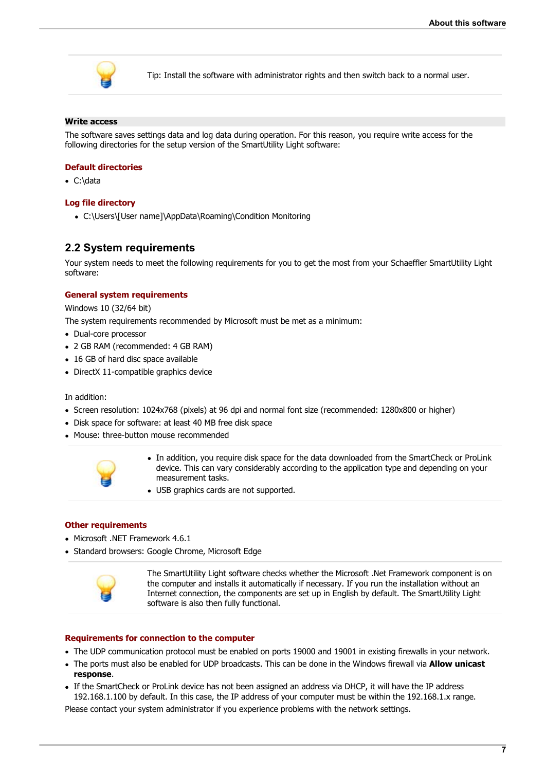Tip: Install the software with administrator rights and then switch back to a normal user.

**Write access**

The software saves settings data and log data during operation. For this reason, you require write access for the following directories for the setup version of the SmartUtility Light software:

#### Default directories

- C:\data

#### Log file directory

- C:\Users\[User name]\AppData\Roaming\Condition Monitoring

## 2.2 System requirements

Your system needs to meet the following requirements for you to get the most from your Schaeffler SmartUtility Light software:

#### General system requirements

Windows 10 (32/64 bit)

The system requirements recommended by Microsoft must be met as a minimum:

- Dual-core processor
- 2 GB RAM (recommended: 4 GB RAM)
- 16 GB of hard disc space available
- DirectX 11-compatible graphics device

In addition:

- Screen resolution: 1024x768 (pixels) at 96 dpi and normal font size (recommended: 1280x800 or higher)
- Disk space for software: at least 40 MB free disk space
- Mouse: three-button mouse recommended

- In addition, you require disk space for the data downloaded from the SmartCheck or ProLink device. This can vary considerably according to the application type and depending on your measurement tasks.
- USB graphics cards are not supported.

#### Other requirements

- Microsoft .NET Framework 4.6.1
- Standard browsers: Google Chrome, Microsoft Edge

The SmartUtility Light software checks whether the Microsoft .Net Framework component is on the computer and installs it automatically if necessary. If you run the installation without an Internet connection, the components are set up in English by default. The SmartUtility Light software is also then fully functional.

#### Requirements for connection to the computer

- The UDP communication protocol must be enabled on ports 19000 and 19001 in existing firewalls in your network.
- The ports must also be enabled for UDP broadcasts. This can be done in the Windows firewall via **Allow unicast response**.
- If the SmartCheck or ProLink device has not been assigned an address via DHCP, it will have the IP address 192.168.1.100 by default. In this case, the IP address of your computer must be within the 192.168.1.x range.

Please contact your system administrator if you experience problems with the network settings.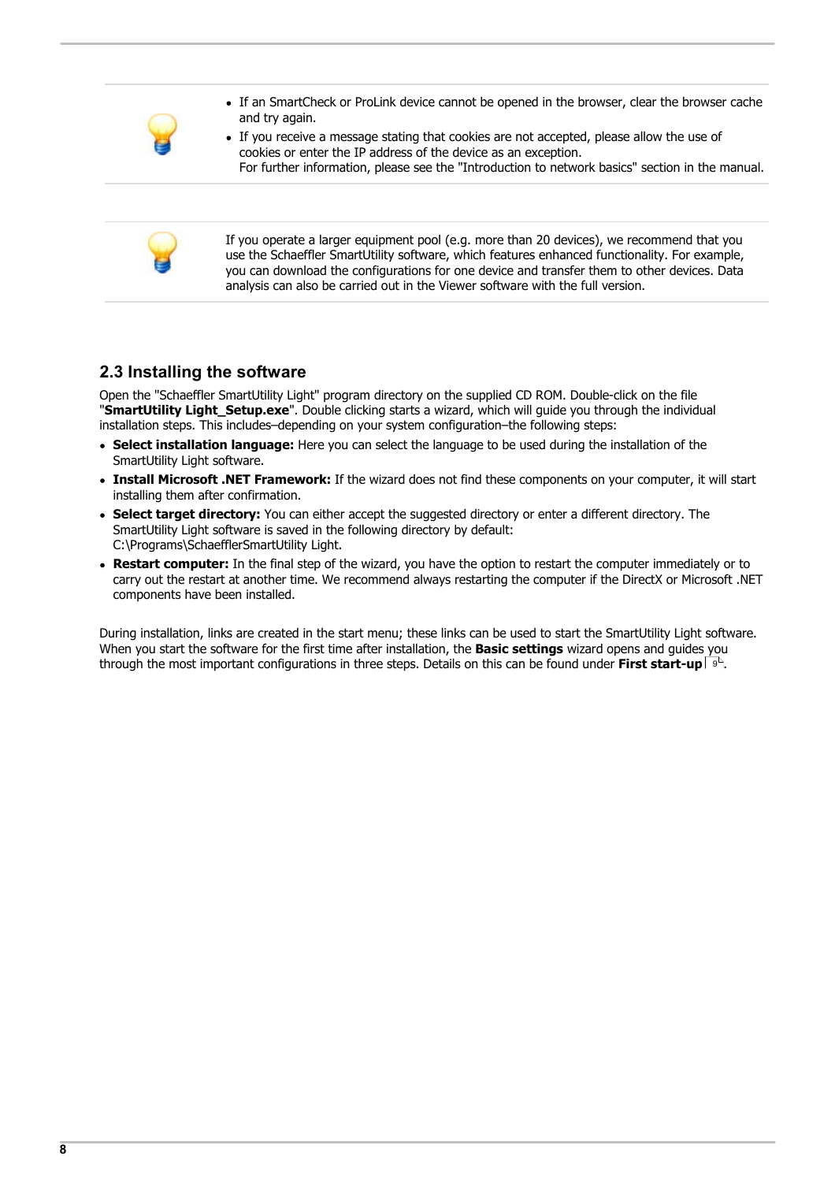- If an SmartCheck or ProLink device cannot be opened in the browser, clear the browser cache and try again.
- If you receive a message stating that cookies are not accepted, please allow the use of cookies or enter the IP address of the device as an exception.
  For further information, please see the "Introduction to network basics" section in the manual.

If you operate a larger equipment pool (e.g. more than 20 devices), we recommend that you use the Schaeffler SmartUtility software, which features enhanced functionality. For example, you can download the configurations for one device and transfer them to other devices. Data analysis can also be carried out in the Viewer software with the full version.

## 2.3 Installing the software

Open the "Schaeffler SmartUtility Light" program directory on the supplied CD ROM. Double-click on the file "**SmartUtility Light_Setup.exe**". Double clicking starts a wizard, which will guide you through the individual installation steps. This includes–depending on your system configuration–the following steps:

- **Select installation language:** Here you can select the language to be used during the installation of the SmartUtility Light software.
- **Install Microsoft .NET Framework:** If the wizard does not find these components on your computer, it will start installing them after confirmation.
- **Select target directory:** You can either accept the suggested directory or enter a different directory. The SmartUtility Light software is saved in the following directory by default: C:\Programs\SchaefflerSmartUtility Light.
- **Restart computer:** In the final step of the wizard, you have the option to restart the computer immediately or to carry out the restart at another time. We recommend always restarting the computer if the DirectX or Microsoft .NET components have been installed.

During installation, links are created in the start menu; these links can be used to start the SmartUtility Light software. When you start the software for the first time after installation, the **Basic settings** wizard opens and guides you through the most important configurations in three steps. Details on this can be found under **First start-up** 9.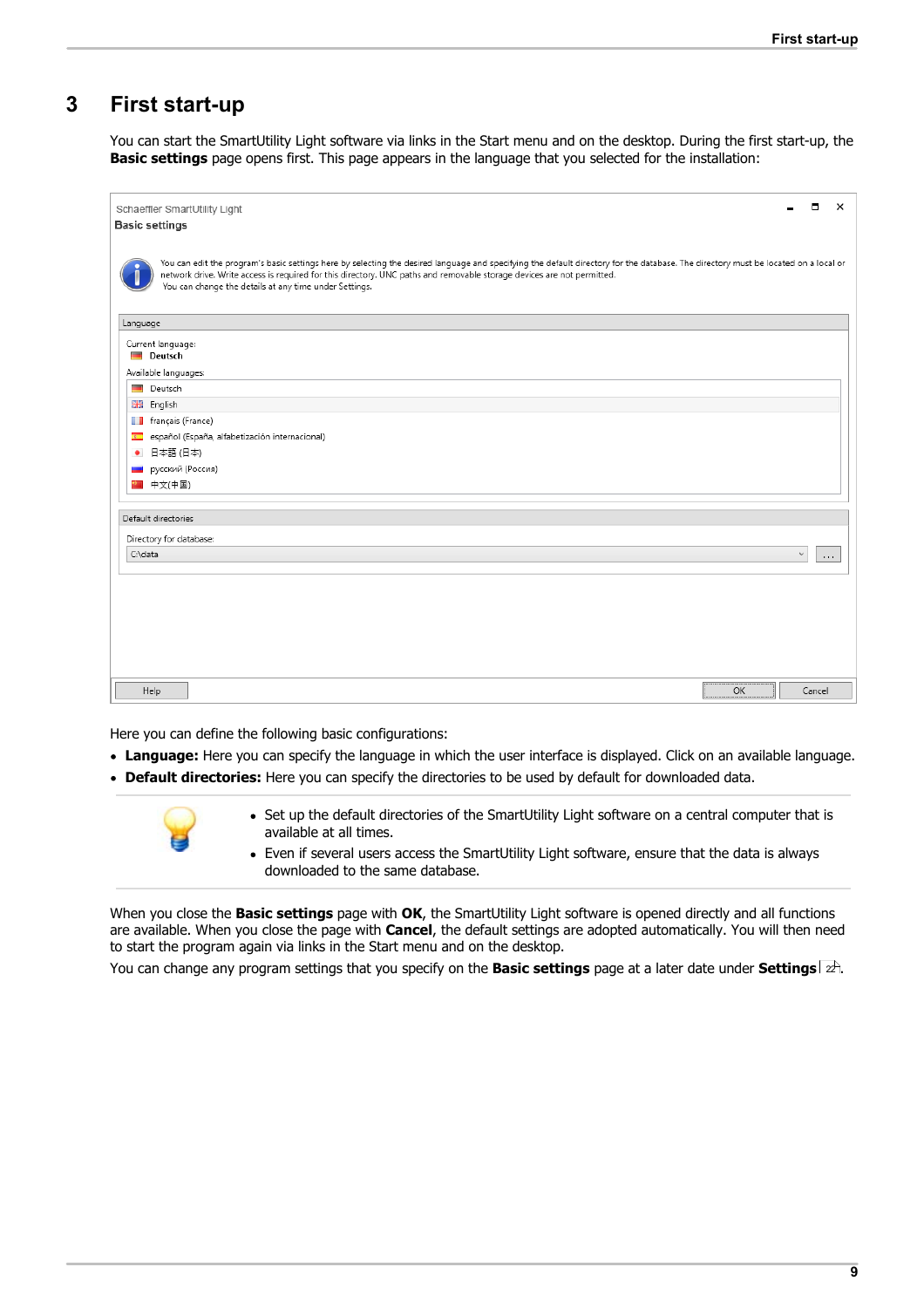# 3 First start-up

You can start the SmartUtility Light software via links in the Start menu and on the desktop. During the first start-up, the **Basic settings** page opens first. This page appears in the language that you selected for the installation:

Schaeffler SmartUtility Light
Basic settings

You can edit the program's basic settings here by selecting the desired language and specifying the default directory for the database. The directory must be located on a local or network drive. Write access is required for this directory. UNC paths and removable storage devices are not permitted.
You can change the details at any time under Settings.

Language

Current language:
Deutsch

Available languages:
- Deutsch
- English
- français (France)
- español (España, alfabetización internacional)
- 日本語 (日本)
- русский (Россия)
- 中文(中国)

Default directories

Directory for database:
C:\data

Help | OK | Cancel

Here you can define the following basic configurations:

- **Language:** Here you can specify the language in which the user interface is displayed. Click on an available language.
- **Default directories:** Here you can specify the directories to be used by default for downloaded data.

- Set up the default directories of the SmartUtility Light software on a central computer that is available at all times.
- Even if several users access the SmartUtility Light software, ensure that the data is always downloaded to the same database.

When you close the **Basic settings** page with **OK**, the SmartUtility Light software is opened directly and all functions are available. When you close the page with **Cancel**, the default settings are adopted automatically. You will then need to start the program again via links in the Start menu and on the desktop.

You can change any program settings that you specify on the **Basic settings** page at a later date under **Settings** 22.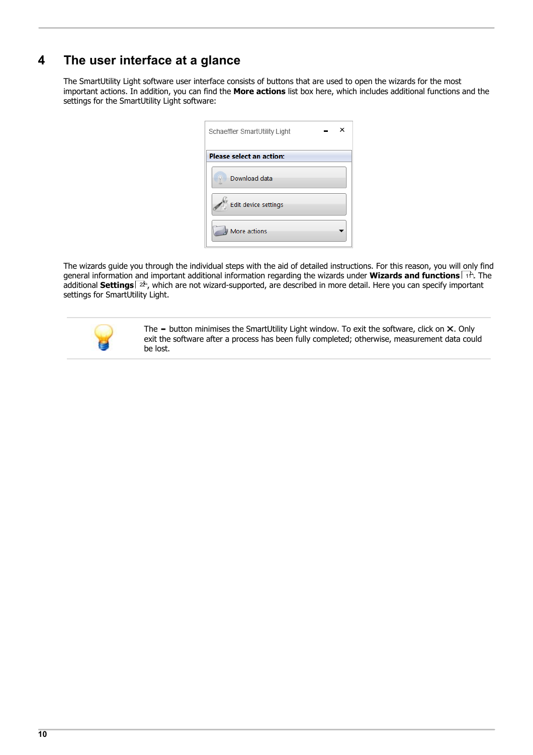# 4 The user interface at a glance

The SmartUtility Light software user interface consists of buttons that are used to open the wizards for the most important actions. In addition, you can find the **More actions** list box here, which includes additional functions and the settings for the SmartUtility Light software:

The wizards guide you through the individual steps with the aid of detailed instructions. For this reason, you will only find general information and important additional information regarding the wizards under **Wizards and functions** 11. The additional **Settings** 22, which are not wizard-supported, are described in more detail. Here you can specify important settings for SmartUtility Light.

The **-** button minimises the SmartUtility Light window. To exit the software, click on **X**. Only exit the software after a process has been fully completed; otherwise, measurement data could be lost.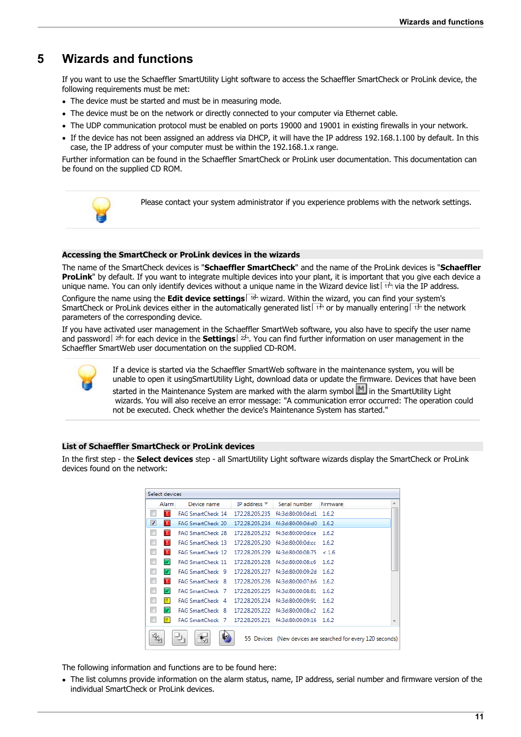# 5 Wizards and functions

If you want to use the Schaeffler SmartUtility Light software to access the Schaeffler SmartCheck or ProLink device, the following requirements must be met:

- The device must be started and must be in measuring mode.
- The device must be on the network or directly connected to your computer via Ethernet cable.
- The UDP communication protocol must be enabled on ports 19000 and 19001 in existing firewalls in your network.
- If the device has not been assigned an address via DHCP, it will have the IP address 192.168.1.100 by default. In this case, the IP address of your computer must be within the 192.168.1.x range.

Further information can be found in the Schaeffler SmartCheck or ProLink user documentation. This documentation can be found on the supplied CD ROM.

Please contact your system administrator if you experience problems with the network settings.

### Accessing the SmartCheck or ProLink devices in the wizards

The name of the SmartCheck devices is "**Schaeffler SmartCheck**" and the name of the ProLink devices is "**Schaeffler ProLink**" by default. If you want to integrate multiple devices into your plant, it is important that you give each device a unique name. You can only identify devices without a unique name in the Wizard device list 11 via the IP address.

Configure the name using the **Edit device settings** 16 wizard. Within the wizard, you can find your system's SmartCheck or ProLink devices either in the automatically generated list 11 or by manually entering 13 the network parameters of the corresponding device.

If you have activated user management in the Schaeffler SmartWeb software, you also have to specify the user name and password 25 for each device in the **Settings** 22. You can find further information on user management in the Schaeffler SmartWeb user documentation on the supplied CD-ROM.

If a device is started via the Schaeffler SmartWeb software in the maintenance system, you will be unable to open it usingSmartUtility Light, download data or update the firmware. Devices that have been started in the Maintenance System are marked with the alarm symbol M in the SmartUtility Light wizards. You will also receive an error message: "A communication error occurred: The operation could not be executed. Check whether the device's Maintenance System has started."

### List of Schaeffler SmartCheck or ProLink devices

In the first step - the **Select devices** step - all SmartUtility Light software wizards display the SmartCheck or ProLink devices found on the network:

Select devices

| | Alarm | Device name | IP address | Serial number | Firmware |
|---|---|---|---|---|---|
| ☐ | ! | FAG SmartCheck 14 | 172.28.205.235 | f4:3d:80:00:0d:d1 | 1.6.2 |
| ☑ | ! | FAG SmartCheck 20 | 172.28.205.234 | f4:3d:80:00:0d:d0 | 1.6.2 |
| ☐ | ! | FAG SmartCheck 28 | 172.28.205.232 | f4:3d:80:00:0d:ce | 1.6.2 |
| ☐ | ! | FAG SmartCheck 13 | 172.28.205.230 | f4:3d:80:00:0d:cc | 1.6.2 |
| ☐ | ! | FAG SmartCheck 12 | 172.28.205.229 | f4:3d:80:00:08:75 | < 1.6 |
| ☐ | ✓ | FAG SmartCheck 11 | 172.28.205.228 | f4:3d:80:00:08:c6 | 1.6.2 |
| ☐ | ✓ | FAG SmartCheck 9 | 172.28.205.227 | f4:3d:80:00:09:2d | 1.6.2 |
| ☐ | ! | FAG SmartCheck 8 | 172.28.205.226 | f4:3d:80:00:07:b6 | 1.6.2 |
| ☐ | ✓ | FAG SmartCheck 7 | 172.28.205.225 | f4:3d:80:00:08:81 | 1.6.2 |
| ☐ | ! | FAG SmartCheck 4 | 172.28.205.224 | f4:3d:80:00:09:91 | 1.6.2 |
| ☐ | ✓ | FAG SmartCheck 8 | 172.28.205.222 | f4:3d:80:00:08:c2 | 1.6.2 |
| ☐ | ! | FAG SmartCheck 7 | 172.28.205.221 | f4:3d:80:00:09:16 | 1.6.2 |

55 Devices (New devices are searched for every 120 seconds)

The following information and functions are to be found here:

- The list columns provide information on the alarm status, name, IP address, serial number and firmware version of the individual SmartCheck or ProLink devices.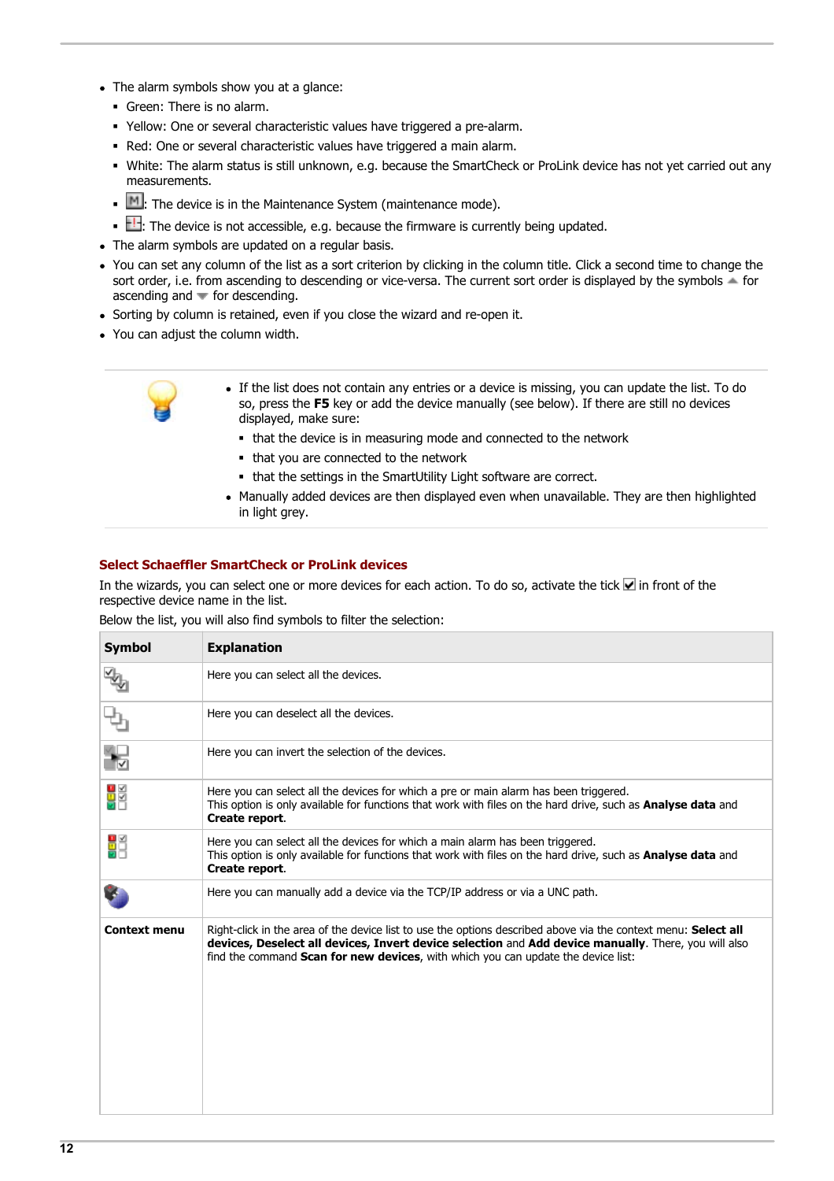- The alarm symbols show you at a glance:
  - Green: There is no alarm.
  - Yellow: One or several characteristic values have triggered a pre-alarm.
  - Red: One or several characteristic values have triggered a main alarm.
  - White: The alarm status is still unknown, e.g. because the SmartCheck or ProLink device has not yet carried out any measurements.
  - : The device is in the Maintenance System (maintenance mode).
  - : The device is not accessible, e.g. because the firmware is currently being updated.
- The alarm symbols are updated on a regular basis.
- You can set any column of the list as a sort criterion by clicking in the column title. Click a second time to change the sort order, i.e. from ascending to descending or vice-versa. The current sort order is displayed by the symbols ▲ for ascending and ▼ for descending.
- Sorting by column is retained, even if you close the wizard and re-open it.
- You can adjust the column width.

- If the list does not contain any entries or a device is missing, you can update the list. To do so, press the **F5** key or add the device manually (see below). If there are still no devices displayed, make sure:
  - that the device is in measuring mode and connected to the network
  - that you are connected to the network
  - that the settings in the SmartUtility Light software are correct.
- Manually added devices are then displayed even when unavailable. They are then highlighted in light grey.

### Select Schaeffler SmartCheck or ProLink devices

In the wizards, you can select one or more devices for each action. To do so, activate the tick ☑ in front of the respective device name in the list.

Below the list, you will also find symbols to filter the selection:

| Symbol | Explanation |
|---|---|
| | Here you can select all the devices. |
| | Here you can deselect all the devices. |
| | Here you can invert the selection of the devices. |
| | Here you can select all the devices for which a pre or main alarm has been triggered. This option is only available for functions that work with files on the hard drive, such as **Analyse data** and **Create report**. |
| | Here you can select all the devices for which a main alarm has been triggered. This option is only available for functions that work with files on the hard drive, such as **Analyse data** and **Create report**. |
| | Here you can manually add a device via the TCP/IP address or via a UNC path. |
| **Context menu** | Right-click in the area of the device list to use the options described above via the context menu: **Select all devices, Deselect all devices, Invert device selection** and **Add device manually**. There, you will also find the command **Scan for new devices**, with which you can update the device list: |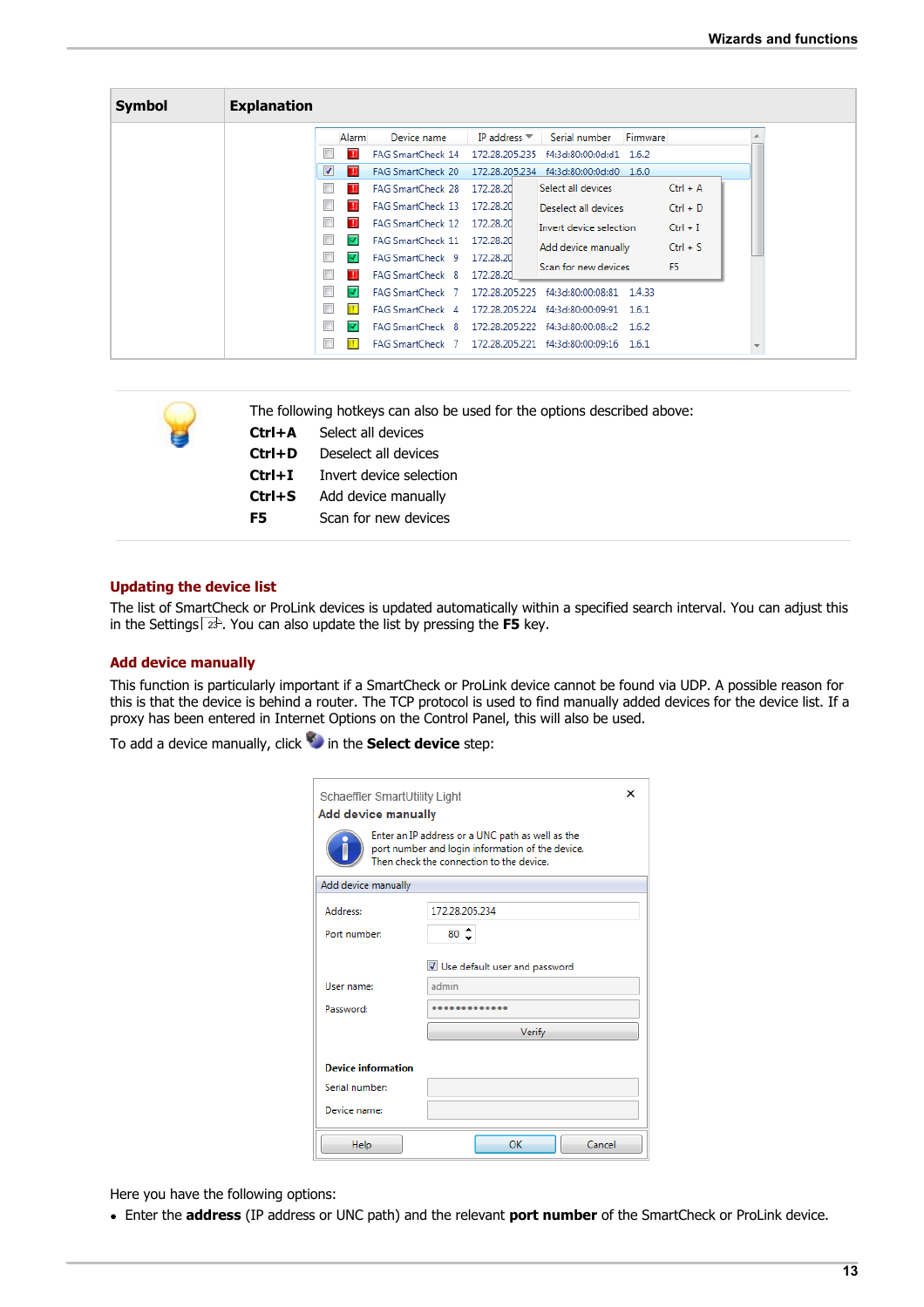| Symbol | Explanation |
| --- | --- |
| | |

The following hotkeys can also be used for the options described above:

**Ctrl+A** Select all devices
**Ctrl+D** Deselect all devices
**Ctrl+I** Invert device selection
**Ctrl+S** Add device manually
**F5** Scan for new devices

### Updating the device list

The list of SmartCheck or ProLink devices is updated automatically within a specified search interval. You can adjust this in the Settings 23. You can also update the list by pressing the **F5** key.

### Add device manually

This function is particularly important if a SmartCheck or ProLink device cannot be found via UDP. A possible reason for this is that the device is behind a router. The TCP protocol is used to find manually added devices for the device list. If a proxy has been entered in Internet Options on the Control Panel, this will also be used.

To add a device manually, click in the **Select device** step:

Here you have the following options:

- Enter the **address** (IP address or UNC path) and the relevant **port number** of the SmartCheck or ProLink device.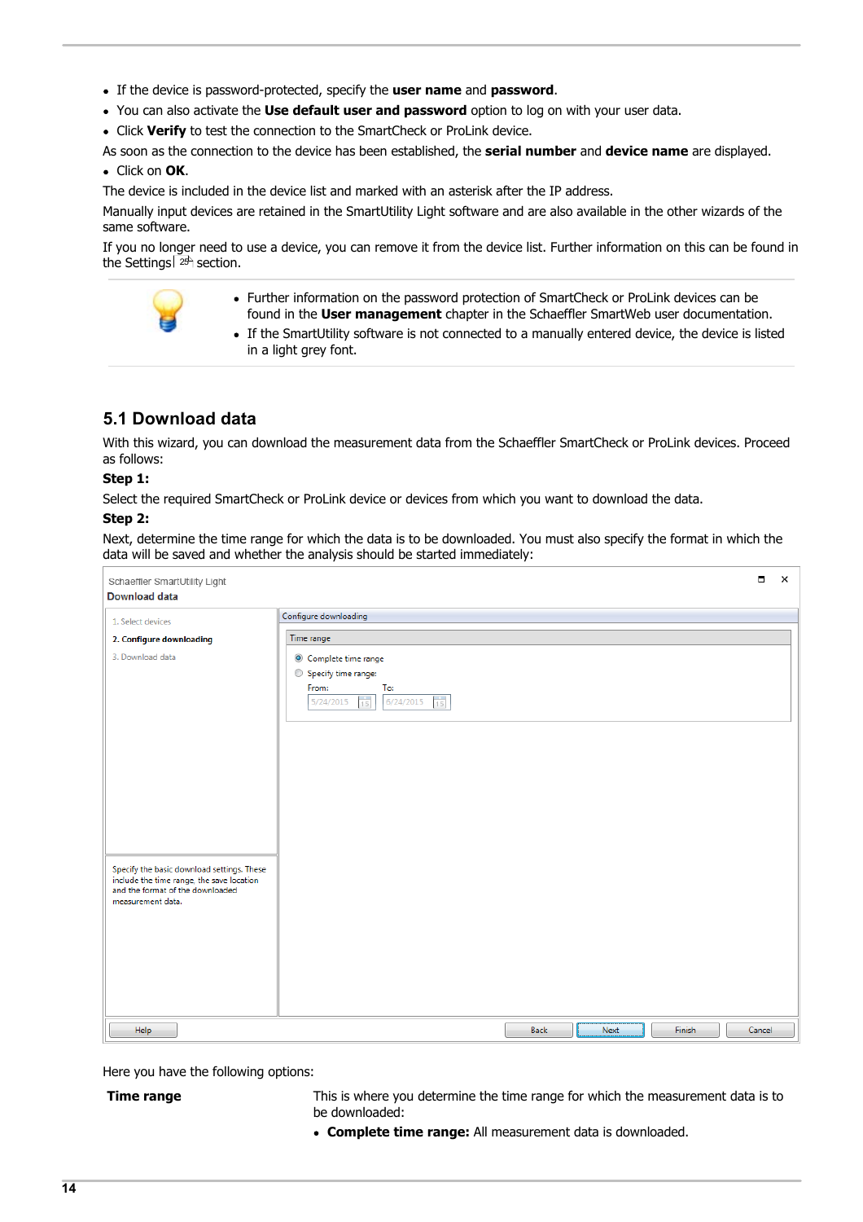- If the device is password-protected, specify the **user name** and **password**.
- You can also activate the **Use default user and password** option to log on with your user data.
- Click **Verify** to test the connection to the SmartCheck or ProLink device.

As soon as the connection to the device has been established, the **serial number** and **device name** are displayed.

- Click on **OK**.

The device is included in the device list and marked with an asterisk after the IP address.

Manually input devices are retained in the SmartUtility Light software and are also available in the other wizards of the same software.

If you no longer need to use a device, you can remove it from the device list. Further information on this can be found in the Settings 25 section.

- Further information on the password protection of SmartCheck or ProLink devices can be found in the **User management** chapter in the Schaeffler SmartWeb user documentation.
- If the SmartUtility software is not connected to a manually entered device, the device is listed in a light grey font.

## 5.1 Download data

With this wizard, you can download the measurement data from the Schaeffler SmartCheck or ProLink devices. Proceed as follows:

**Step 1:**

Select the required SmartCheck or ProLink device or devices from which you want to download the data.

**Step 2:**

Next, determine the time range for which the data is to be downloaded. You must also specify the format in which the data will be saved and whether the analysis should be started immediately:

Here you have the following options:

**Time range** — This is where you determine the time range for which the measurement data is to be downloaded:

- **Complete time range:** All measurement data is downloaded.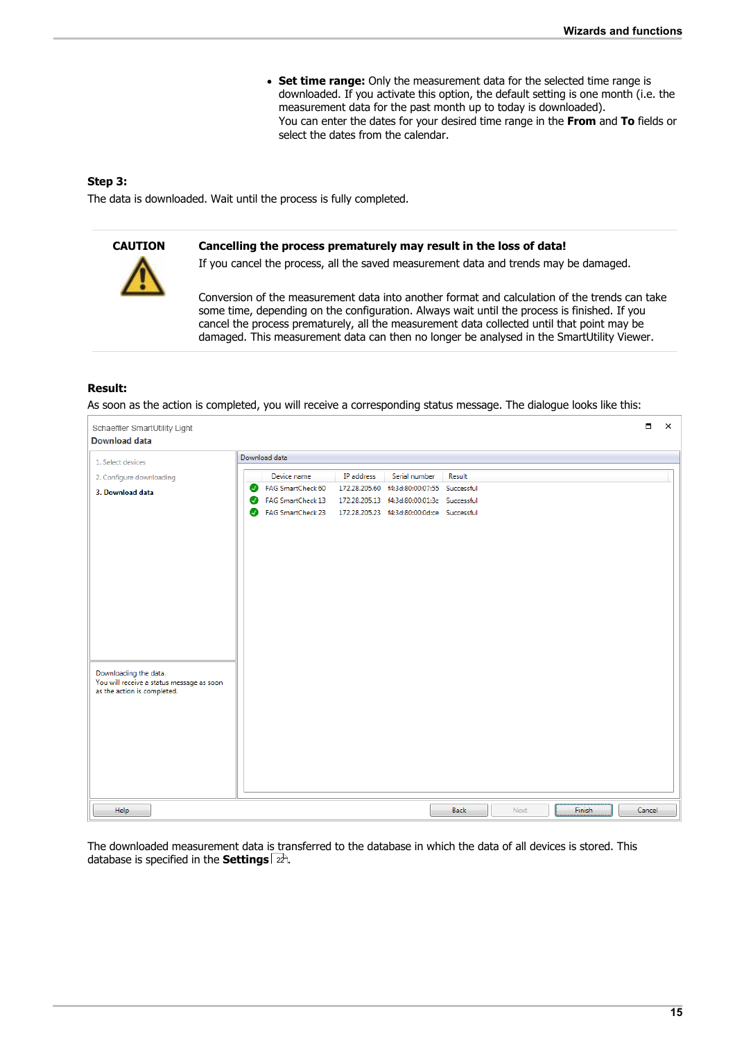- **Set time range:** Only the measurement data for the selected time range is downloaded. If you activate this option, the default setting is one month (i.e. the measurement data for the past month up to today is downloaded).
  You can enter the dates for your desired time range in the **From** and **To** fields or select the dates from the calendar.

**Step 3:**

The data is downloaded. Wait until the process is fully completed.

| CAUTION | **Cancelling the process prematurely may result in the loss of data!** |
| --- | --- |
| | If you cancel the process, all the saved measurement data and trends may be damaged.<br><br>Conversion of the measurement data into another format and calculation of the trends can take some time, depending on the configuration. Always wait until the process is finished. If you cancel the process prematurely, all the measurement data collected until that point may be damaged. This measurement data can then no longer be analysed in the SmartUtility Viewer. |

**Result:**

As soon as the action is completed, you will receive a corresponding status message. The dialogue looks like this:

Schaeffler SmartUtility Light
**Download data**

1. Select devices
2. Configure downloading
3. **Download data**

Download data

| Device name | IP address | Serial number | Result |
| --- | --- | --- | --- |
| FAG SmartCheck 60 | 172.28.205.60 | f4:3d:80:00:07:55 | Successful |
| FAG SmartCheck 13 | 172.28.205.13 | f4:3d:80:00:01:3c | Successful |
| FAG SmartCheck 23 | 172.28.205.23 | f4:3d:80:00:0d:ce | Successful |

Downloading the data.
You will receive a status message as soon as the action is completed.

Help | Back | Next | Finish | Cancel

The downloaded measurement data is transferred to the database in which the data of all devices is stored. This database is specified in the **Settings** 22.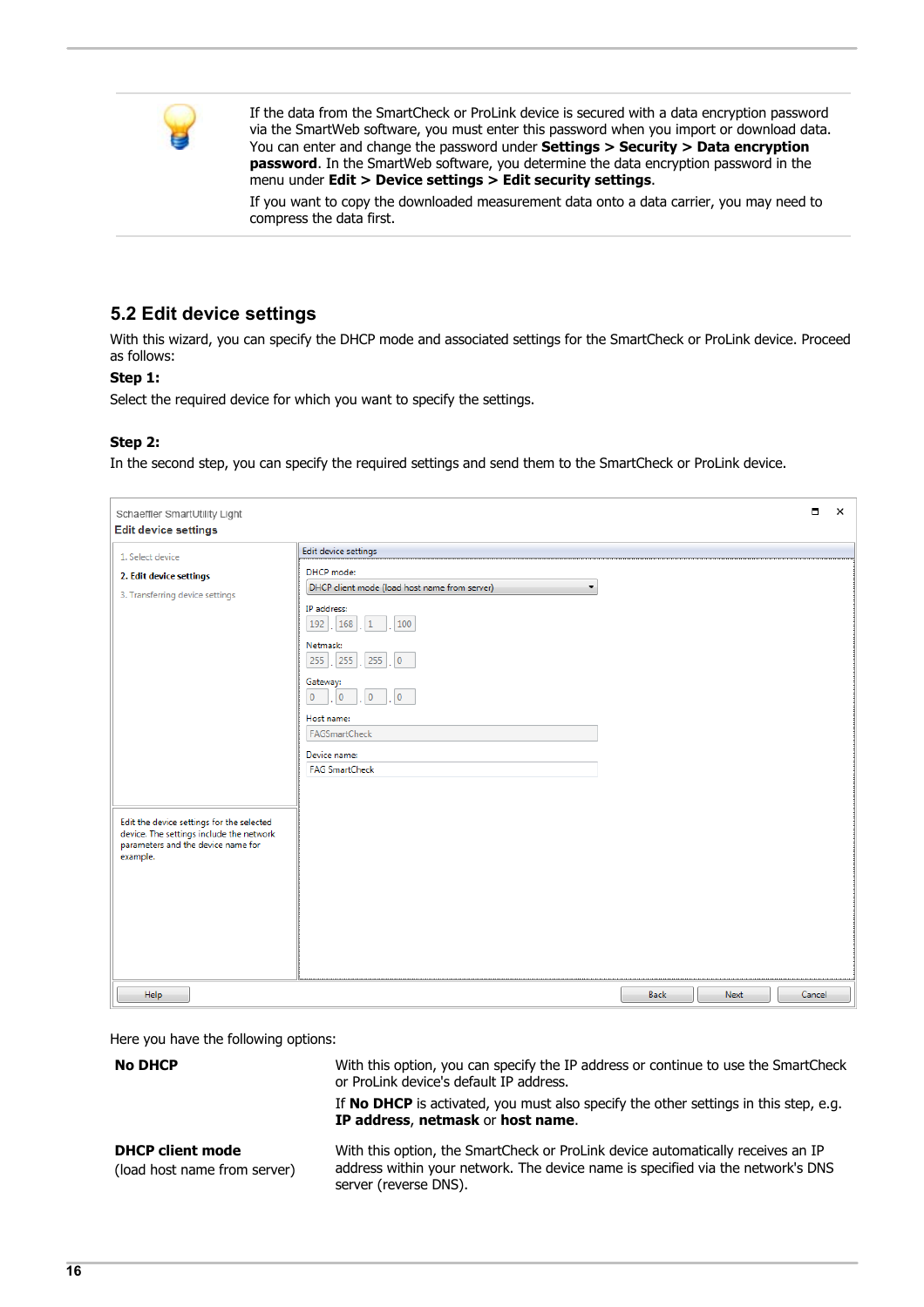If the data from the SmartCheck or ProLink device is secured with a data encryption password via the SmartWeb software, you must enter this password when you import or download data. You can enter and change the password under **Settings > Security > Data encryption password**. In the SmartWeb software, you determine the data encryption password in the menu under **Edit > Device settings > Edit security settings**.

If you want to copy the downloaded measurement data onto a data carrier, you may need to compress the data first.

## 5.2 Edit device settings

With this wizard, you can specify the DHCP mode and associated settings for the SmartCheck or ProLink device. Proceed as follows:

**Step 1:**

Select the required device for which you want to specify the settings.

**Step 2:**

In the second step, you can specify the required settings and send them to the SmartCheck or ProLink device.

Schaeffler SmartUtility Light
Edit device settings

1. Select device
2. Edit device settings
3. Transferring device settings

Edit the device settings for the selected device. The settings include the network parameters and the device name for example.

Edit device settings

DHCP mode:
DHCP client mode (load host name from server)

IP address:
192 . 168 . 1 . 100

Netmask:
255 . 255 . 255 . 0

Gateway:
0 . 0 . 0 . 0

Host name:
FAGSmartCheck

Device name:
FAG SmartCheck

Help | Back | Next | Cancel

Here you have the following options:

| | |
|---|---|
| **No DHCP** | With this option, you can specify the IP address or continue to use the SmartCheck or ProLink device's default IP address.<br>If **No DHCP** is activated, you must also specify the other settings in this step, e.g. **IP address**, **netmask** or **host name**. |
| **DHCP client mode** (load host name from server) | With this option, the SmartCheck or ProLink device automatically receives an IP address within your network. The device name is specified via the network's DNS server (reverse DNS). |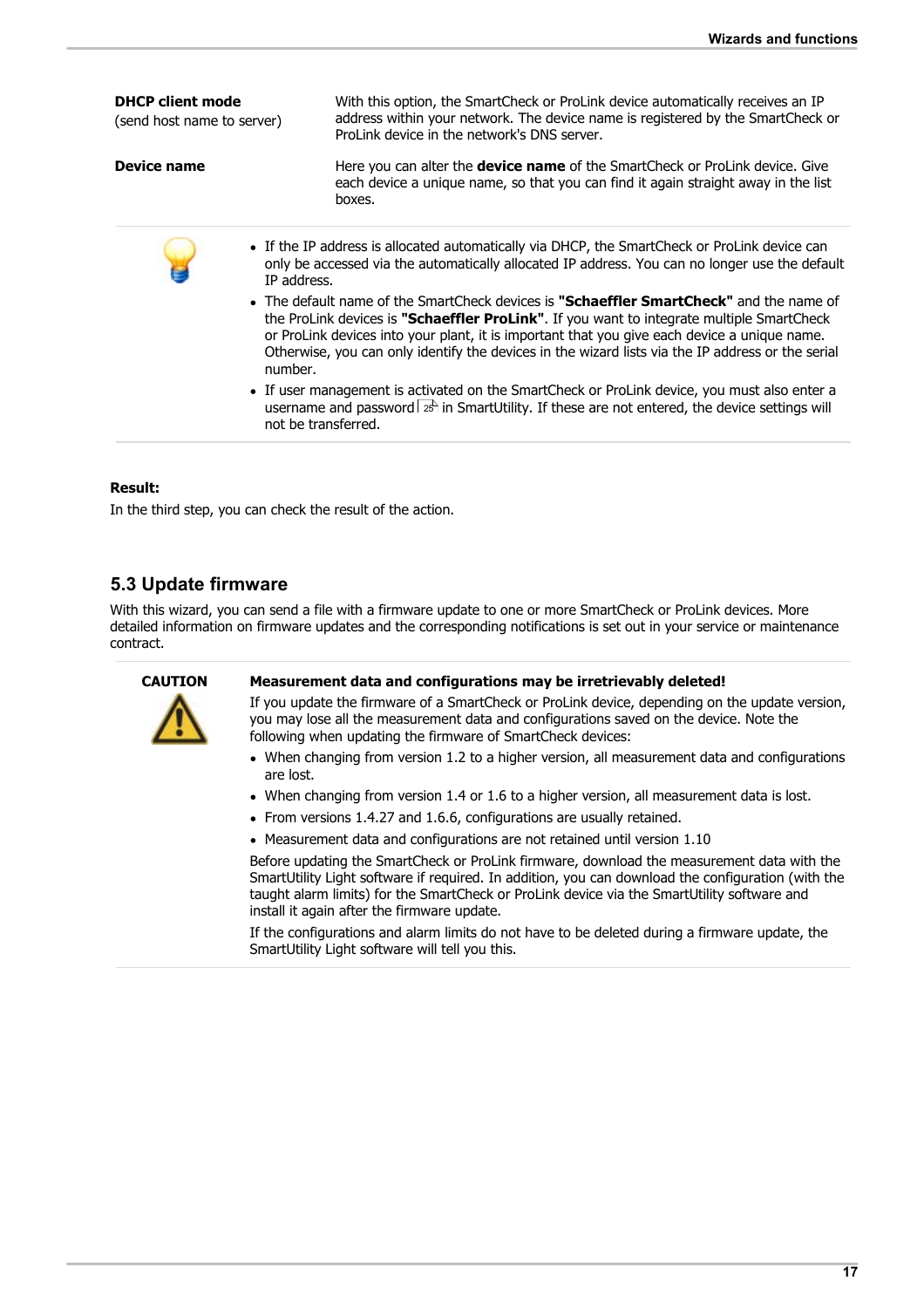**DHCP client mode**
(send host name to server)

With this option, the SmartCheck or ProLink device automatically receives an IP address within your network. The device name is registered by the SmartCheck or ProLink device in the network's DNS server.

**Device name**

Here you can alter the **device name** of the SmartCheck or ProLink device. Give each device a unique name, so that you can find it again straight away in the list boxes.

- If the IP address is allocated automatically via DHCP, the SmartCheck or ProLink device can only be accessed via the automatically allocated IP address. You can no longer use the default IP address.
- The default name of the SmartCheck devices is **"Schaeffler SmartCheck"** and the name of the ProLink devices is **"Schaeffler ProLink"**. If you want to integrate multiple SmartCheck or ProLink devices into your plant, it is important that you give each device a unique name. Otherwise, you can only identify the devices in the wizard lists via the IP address or the serial number.
- If user management is activated on the SmartCheck or ProLink device, you must also enter a username and password 25 in SmartUtility. If these are not entered, the device settings will not be transferred.

**Result:**
In the third step, you can check the result of the action.

## 5.3 Update firmware

With this wizard, you can send a file with a firmware update to one or more SmartCheck or ProLink devices. More detailed information on firmware updates and the corresponding notifications is set out in your service or maintenance contract.

**CAUTION**

**Measurement data and configurations may be irretrievably deleted!**

If you update the firmware of a SmartCheck or ProLink device, depending on the update version, you may lose all the measurement data and configurations saved on the device. Note the following when updating the firmware of SmartCheck devices:

- When changing from version 1.2 to a higher version, all measurement data and configurations are lost.
- When changing from version 1.4 or 1.6 to a higher version, all measurement data is lost.
- From versions 1.4.27 and 1.6.6, configurations are usually retained.
- Measurement data and configurations are not retained until version 1.10

Before updating the SmartCheck or ProLink firmware, download the measurement data with the SmartUtility Light software if required. In addition, you can download the configuration (with the taught alarm limits) for the SmartCheck or ProLink device via the SmartUtility software and install it again after the firmware update.

If the configurations and alarm limits do not have to be deleted during a firmware update, the SmartUtility Light software will tell you this.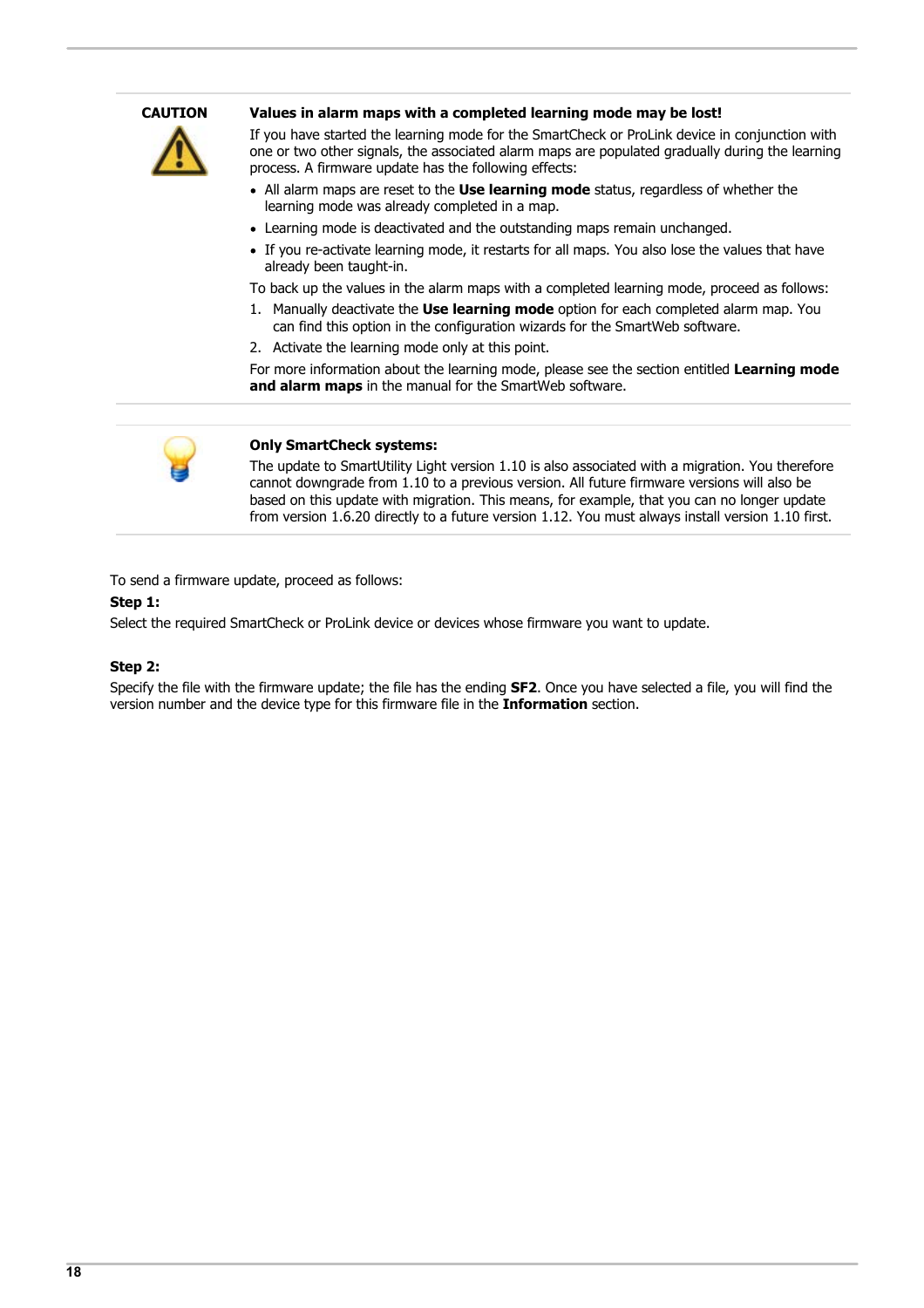**CAUTION**

**Values in alarm maps with a completed learning mode may be lost!**

If you have started the learning mode for the SmartCheck or ProLink device in conjunction with one or two other signals, the associated alarm maps are populated gradually during the learning process. A firmware update has the following effects:

- All alarm maps are reset to the **Use learning mode** status, regardless of whether the learning mode was already completed in a map.
- Learning mode is deactivated and the outstanding maps remain unchanged.
- If you re-activate learning mode, it restarts for all maps. You also lose the values that have already been taught-in.

To back up the values in the alarm maps with a completed learning mode, proceed as follows:

1. Manually deactivate the **Use learning mode** option for each completed alarm map. You can find this option in the configuration wizards for the SmartWeb software.
2. Activate the learning mode only at this point.

For more information about the learning mode, please see the section entitled **Learning mode and alarm maps** in the manual for the SmartWeb software.

**Only SmartCheck systems:**

The update to SmartUtility Light version 1.10 is also associated with a migration. You therefore cannot downgrade from 1.10 to a previous version. All future firmware versions will also be based on this update with migration. This means, for example, that you can no longer update from version 1.6.20 directly to a future version 1.12. You must always install version 1.10 first.

To send a firmware update, proceed as follows:

**Step 1:**

Select the required SmartCheck or ProLink device or devices whose firmware you want to update.

**Step 2:**

Specify the file with the firmware update; the file has the ending **SF2**. Once you have selected a file, you will find the version number and the device type for this firmware file in the **Information** section.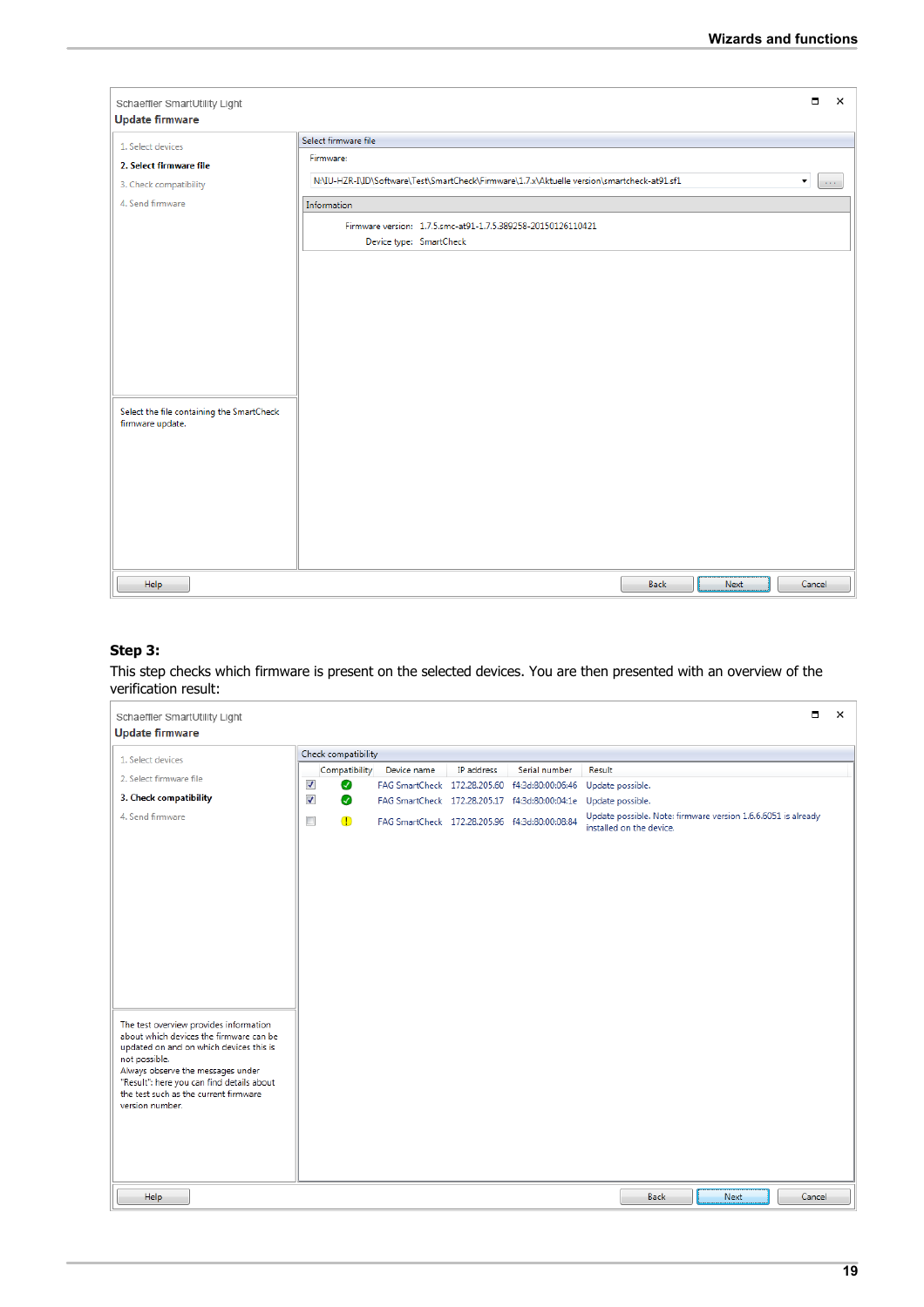Schaeffler SmartUtility Light

**Update firmware**

1. Select devices
2. **Select firmware file**
3. Check compatibility
4. Send firmware

Select firmware file

Firmware:

N:\IU-HZR-IJD\Software\Test\SmartCheck\Firmware\1.7.x\Aktuelle version\smartcheck-at91.sf1

Information

Firmware version: 1.7.5.smc-at91-1.7.5.389258-20150126110421

Device type: SmartCheck

Select the file containing the SmartCheck firmware update.

Help | Back | Next | Cancel

### Step 3:

This step checks which firmware is present on the selected devices. You are then presented with an overview of the verification result:

Schaeffler SmartUtility Light

**Update firmware**

1. Select devices
2. Select firmware file
3. **Check compatibility**
4. Send firmware

Check compatibility

| | Compatibility | Device name | IP address | Serial number | Result |
|---|---|---|---|---|---|
| ☑ | ✔ | FAG SmartCheck | 172.28.205.60 | f4:3d:80:00:06:46 | Update possible. |
| ☑ | ✔ | FAG SmartCheck | 172.28.205.17 | f4:3d:80:00:04:1e | Update possible. |
| ☐ | ! | FAG SmartCheck | 172.28.205.96 | f4:3d:80:00:08:84 | Update possible. Note: firmware version 1.6.6.6051 is already installed on the device. |

The test overview provides information about which devices the firmware can be updated on and on which devices this is not possible.
Always observe the messages under "Result": here you can find details about the test such as the current firmware version number.

Help | Back | Next | Cancel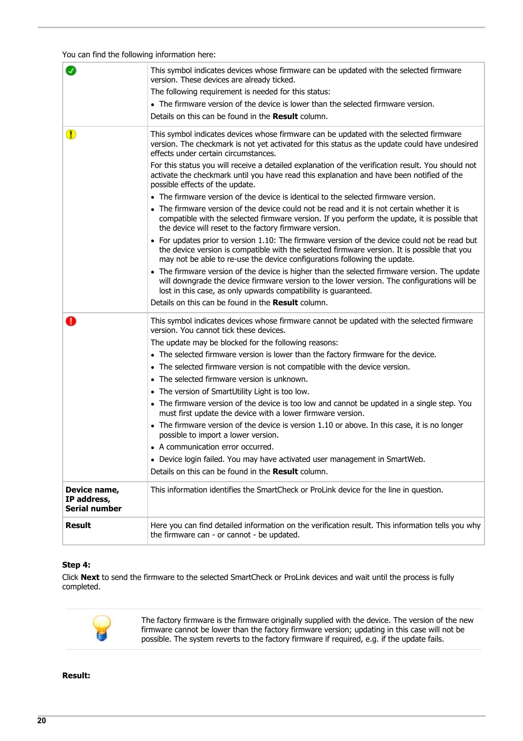You can find the following information here:

| | |
|---|---|
| ✅ | This symbol indicates devices whose firmware can be updated with the selected firmware version. These devices are already ticked.<br>The following requirement is needed for this status:<br>• The firmware version of the device is lower than the selected firmware version.<br>Details on this can be found in the **Result** column. |
| ⚠️ | This symbol indicates devices whose firmware can be updated with the selected firmware version. The checkmark is not yet activated for this status as the update could have undesired effects under certain circumstances.<br>For this status you will receive a detailed explanation of the verification result. You should not activate the checkmark until you have read this explanation and have been notified of the possible effects of the update.<br>• The firmware version of the device is identical to the selected firmware version.<br>• The firmware version of the device could not be read and it is not certain whether it is compatible with the selected firmware version. If you perform the update, it is possible that the device will reset to the factory firmware version.<br>• For updates prior to version 1.10: The firmware version of the device could not be read but the device version is compatible with the selected firmware version. It is possible that you may not be able to re-use the device configurations following the update.<br>• The firmware version of the device is higher than the selected firmware version. The update will downgrade the device firmware version to the lower version. The configurations will be lost in this case, as only upwards compatibility is guaranteed.<br>Details on this can be found in the **Result** column. |
| ❗ | This symbol indicates devices whose firmware cannot be updated with the selected firmware version. You cannot tick these devices.<br>The update may be blocked for the following reasons:<br>• The selected firmware version is lower than the factory firmware for the device.<br>• The selected firmware version is not compatible with the device version.<br>• The selected firmware version is unknown.<br>• The version of SmartUtility Light is too low.<br>• The firmware version of the device is too low and cannot be updated in a single step. You must first update the device with a lower firmware version.<br>• The firmware version of the device is version 1.10 or above. In this case, it is no longer possible to import a lower version.<br>• A communication error occurred.<br>• Device login failed. You may have activated user management in SmartWeb.<br>Details on this can be found in the **Result** column. |
| **Device name, IP address, Serial number** | This information identifies the SmartCheck or ProLink device for the line in question. |
| **Result** | Here you can find detailed information on the verification result. This information tells you why the firmware can - or cannot - be updated. |

**Step 4:**

Click **Next** to send the firmware to the selected SmartCheck or ProLink devices and wait until the process is fully completed.

> The factory firmware is the firmware originally supplied with the device. The version of the new firmware cannot be lower than the factory firmware version; updating in this case will not be possible. The system reverts to the factory firmware if required, e.g. if the update fails.

**Result:**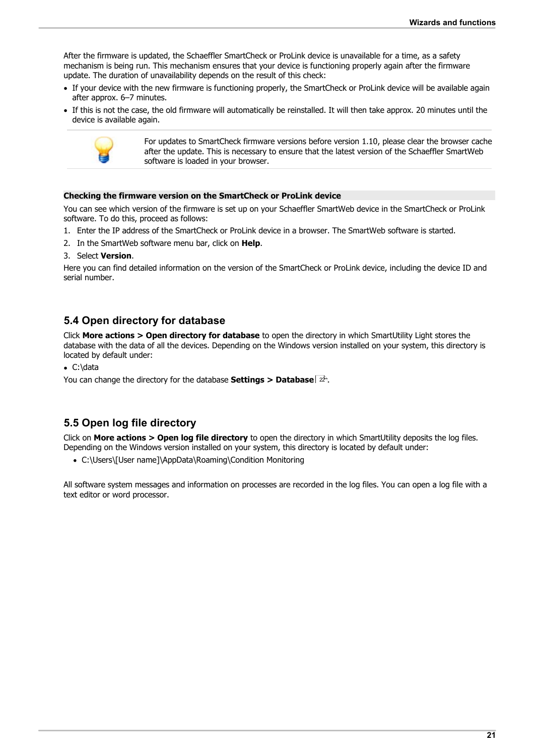After the firmware is updated, the Schaeffler SmartCheck or ProLink device is unavailable for a time, as a safety mechanism is being run. This mechanism ensures that your device is functioning properly again after the firmware update. The duration of unavailability depends on the result of this check:

- If your device with the new firmware is functioning properly, the SmartCheck or ProLink device will be available again after approx. 6–7 minutes.
- If this is not the case, the old firmware will automatically be reinstalled. It will then take approx. 20 minutes until the device is available again.

> For updates to SmartCheck firmware versions before version 1.10, please clear the browser cache after the update. This is necessary to ensure that the latest version of the Schaeffler SmartWeb software is loaded in your browser.

**Checking the firmware version on the SmartCheck or ProLink device**

You can see which version of the firmware is set up on your Schaeffler SmartWeb device in the SmartCheck or ProLink software. To do this, proceed as follows:

1. Enter the IP address of the SmartCheck or ProLink device in a browser. The SmartWeb software is started.
2. In the SmartWeb software menu bar, click on **Help**.
3. Select **Version**.

Here you can find detailed information on the version of the SmartCheck or ProLink device, including the device ID and serial number.

## 5.4 Open directory for database

Click **More actions > Open directory for database** to open the directory in which SmartUtility Light stores the database with the data of all the devices. Depending on the Windows version installed on your system, this directory is located by default under:

- C:\data

You can change the directory for the database **Settings > Database** 22.

## 5.5 Open log file directory

Click on **More actions > Open log file directory** to open the directory in which SmartUtility deposits the log files. Depending on the Windows version installed on your system, this directory is located by default under:

- C:\Users\[User name]\AppData\Roaming\Condition Monitoring

All software system messages and information on processes are recorded in the log files. You can open a log file with a text editor or word processor.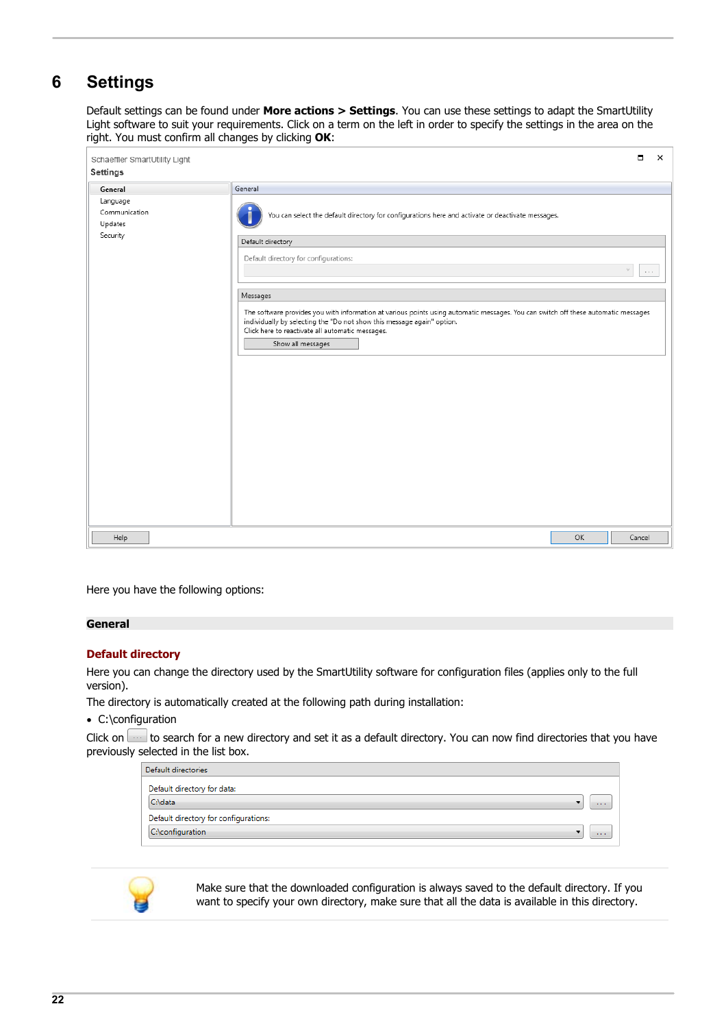# 6 Settings

Default settings can be found under **More actions > Settings**. You can use these settings to adapt the SmartUtility Light software to suit your requirements. Click on a term on the left in order to specify the settings in the area on the right. You must confirm all changes by clicking **OK**:

Here you have the following options:

## General

### Default directory

Here you can change the directory used by the SmartUtility software for configuration files (applies only to the full version).

The directory is automatically created at the following path during installation:

- C:\configuration

Click on [...] to search for a new directory and set it as a default directory. You can now find directories that you have previously selected in the list box.

Make sure that the downloaded configuration is always saved to the default directory. If you want to specify your own directory, make sure that all the data is available in this directory.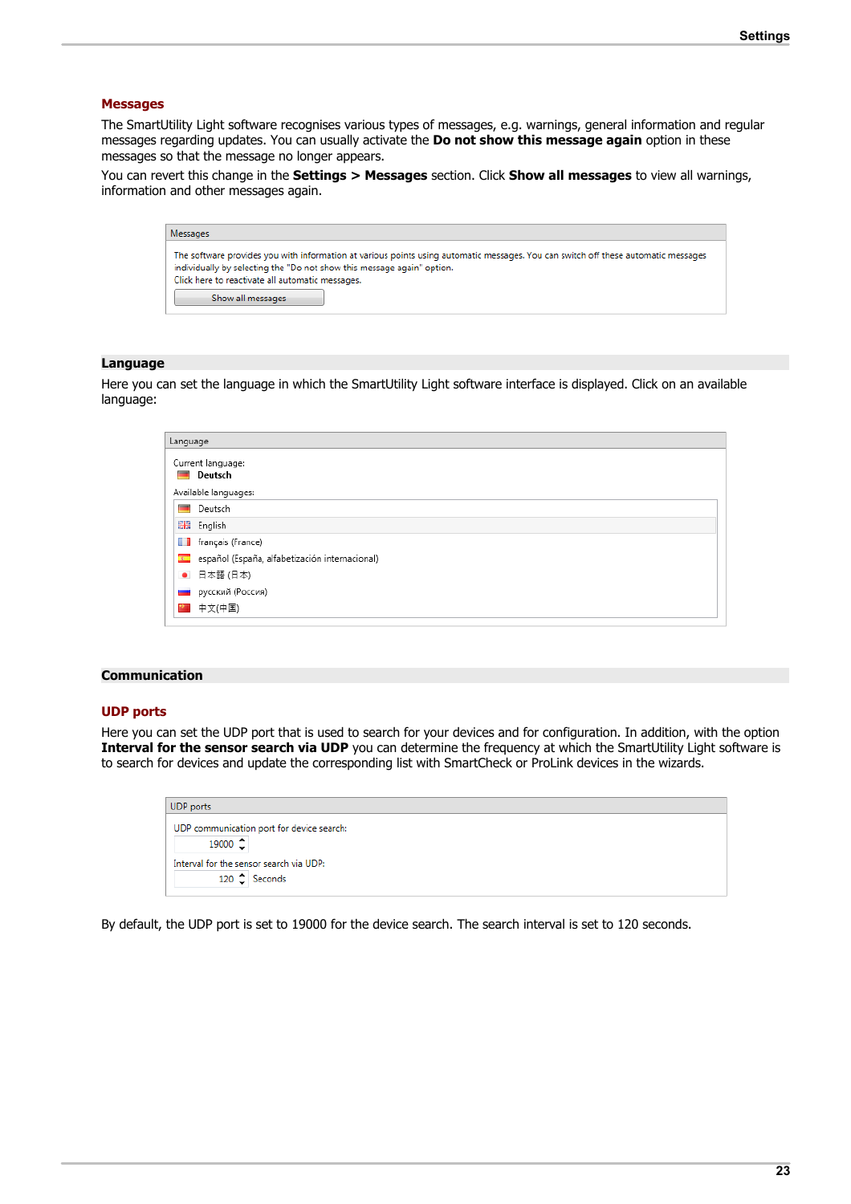## Messages

The SmartUtility Light software recognises various types of messages, e.g. warnings, general information and regular messages regarding updates. You can usually activate the **Do not show this message again** option in these messages so that the message no longer appears.

You can revert this change in the **Settings > Messages** section. Click **Show all messages** to view all warnings, information and other messages again.

Messages

The software provides you with information at various points using automatic messages. You can switch off these automatic messages individually by selecting the "Do not show this message again" option.
Click here to reactivate all automatic messages.

Show all messages

## Language

Here you can set the language in which the SmartUtility Light software interface is displayed. Click on an available language:

Language

Current language:
**Deutsch**

Available languages:

- Deutsch
- English
- français (France)
- español (España, alfabetización internacional)
- 日本語 (日本)
- русский (Россия)
- 中文(中国)

## Communication

### UDP ports

Here you can set the UDP port that is used to search for your devices and for configuration. In addition, with the option **Interval for the sensor search via UDP** you can determine the frequency at which the SmartUtility Light software is to search for devices and update the corresponding list with SmartCheck or ProLink devices in the wizards.

UDP ports

UDP communication port for device search:
19000

Interval for the sensor search via UDP:
120 Seconds

By default, the UDP port is set to 19000 for the device search. The search interval is set to 120 seconds.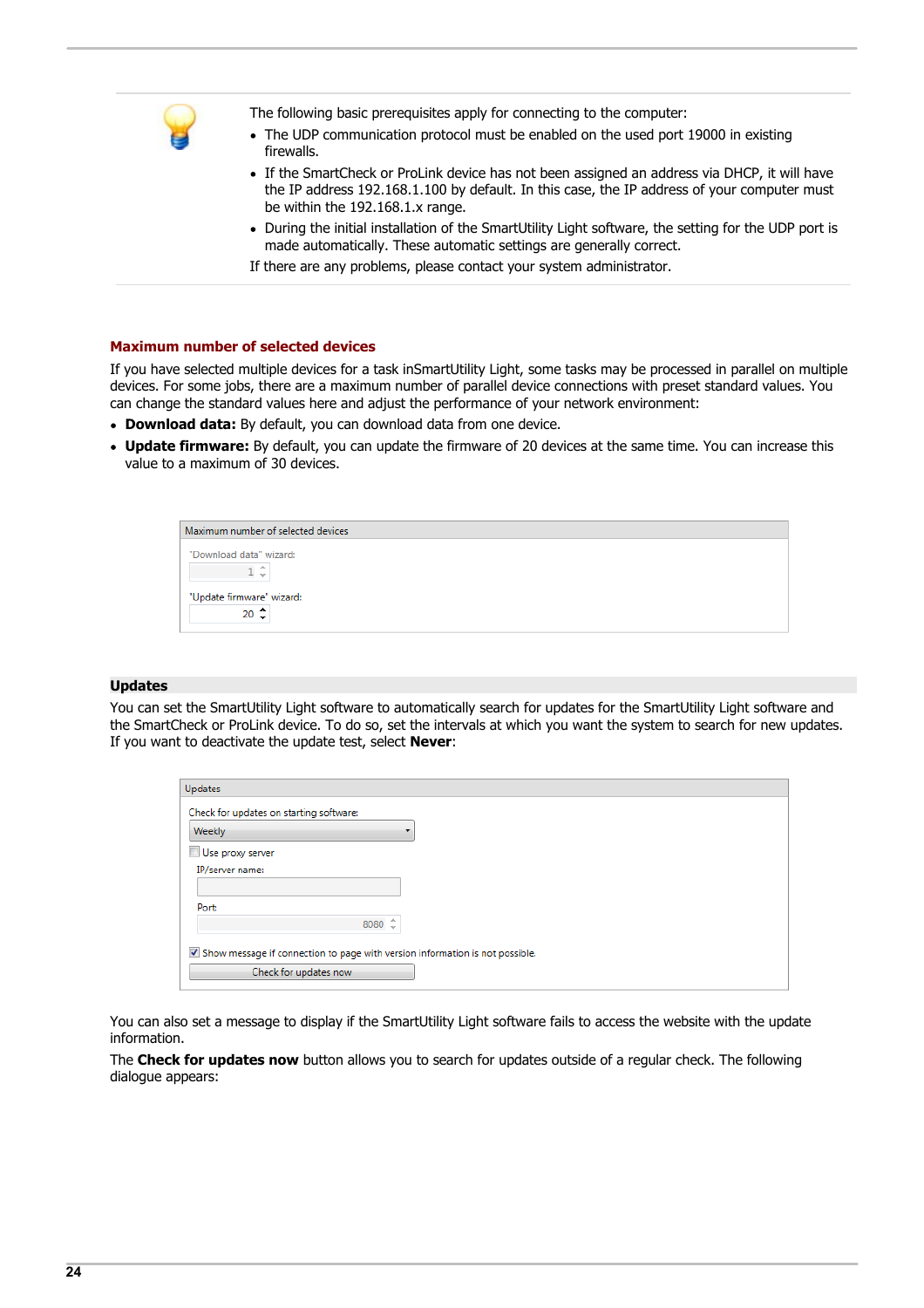The following basic prerequisites apply for connecting to the computer:

- The UDP communication protocol must be enabled on the used port 19000 in existing firewalls.
- If the SmartCheck or ProLink device has not been assigned an address via DHCP, it will have the IP address 192.168.1.100 by default. In this case, the IP address of your computer must be within the 192.168.1.x range.
- During the initial installation of the SmartUtility Light software, the setting for the UDP port is made automatically. These automatic settings are generally correct.

If there are any problems, please contact your system administrator.

### Maximum number of selected devices

If you have selected multiple devices for a task inSmartUtility Light, some tasks may be processed in parallel on multiple devices. For some jobs, there are a maximum number of parallel device connections with preset standard values. You can change the standard values here and adjust the performance of your network environment:

- **Download data:** By default, you can download data from one device.
- **Update firmware:** By default, you can update the firmware of 20 devices at the same time. You can increase this value to a maximum of 30 devices.

Maximum number of selected devices

"Download data" wizard: 1

"Update firmware" wizard: 20

## Updates

You can set the SmartUtility Light software to automatically search for updates for the SmartUtility Light software and the SmartCheck or ProLink device. To do so, set the intervals at which you want the system to search for new updates. If you want to deactivate the update test, select **Never**:

Updates

Check for updates on starting software: Weekly

Use proxy server

IP/server name:

Port: 8080

Show message if connection to page with version information is not possible.

Check for updates now

You can also set a message to display if the SmartUtility Light software fails to access the website with the update information.

The **Check for updates now** button allows you to search for updates outside of a regular check. The following dialogue appears: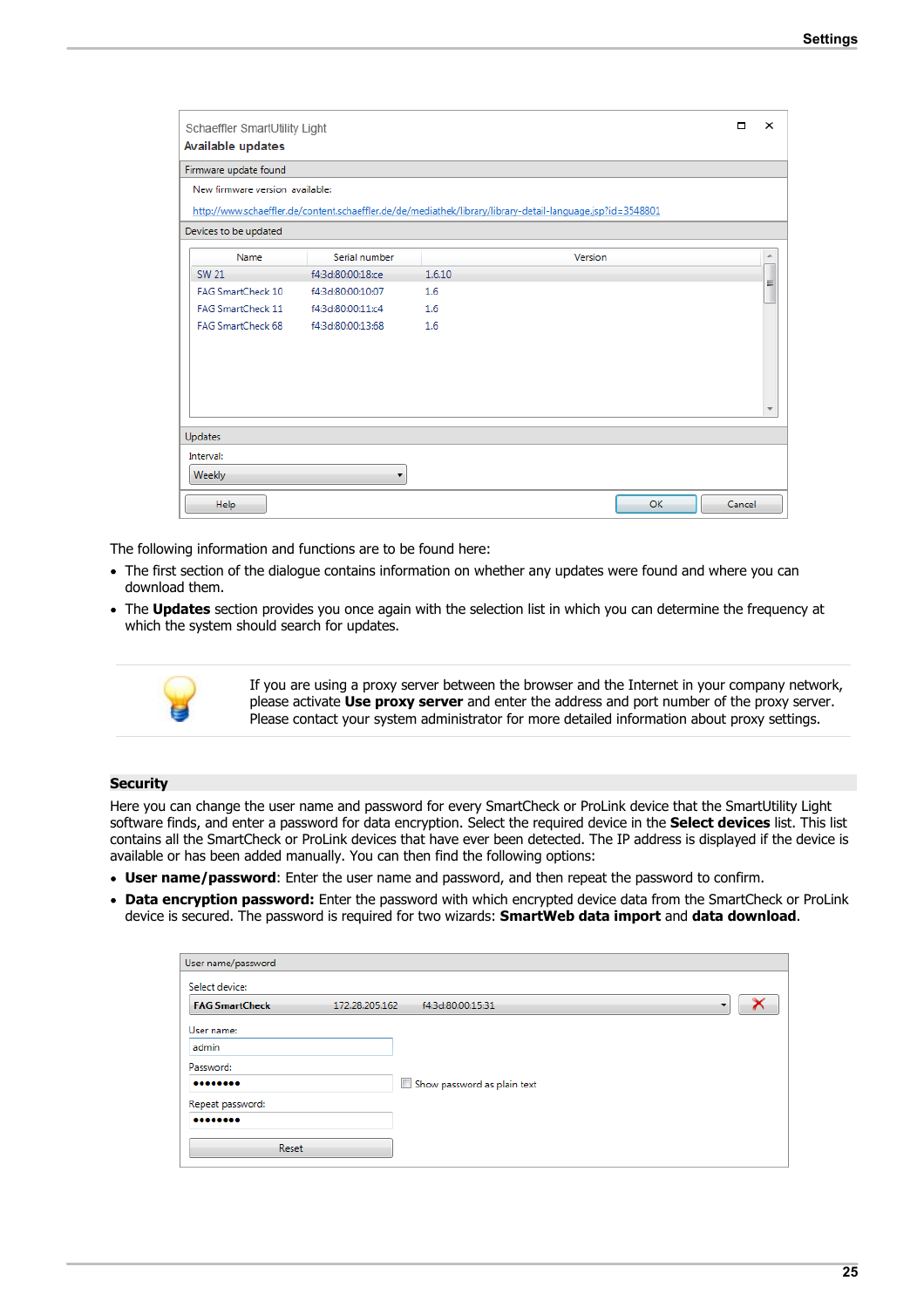Schaeffler SmartUtility Light
**Available updates**

Firmware update found

New firmware version available:

http://www.schaeffler.de/content.schaeffler.de/de/mediathek/library/library-detail-language.jsp?id=3548801

Devices to be updated

| Name | Serial number | Version |
|---|---|---|
| SW 21 | f4:3d:80:00:18:ce | 1.6.10 |
| FAG SmartCheck 10 | f4:3d:80:00:10:07 | 1.6 |
| FAG SmartCheck 11 | f4:3d:80:00:11:c4 | 1.6 |
| FAG SmartCheck 68 | f4:3d:80:00:13:68 | 1.6 |

Updates

Interval:
Weekly

Help | OK | Cancel

The following information and functions are to be found here:

- The first section of the dialogue contains information on whether any updates were found and where you can download them.
- The **Updates** section provides you once again with the selection list in which you can determine the frequency at which the system should search for updates.

If you are using a proxy server between the browser and the Internet in your company network, please activate **Use proxy server** and enter the address and port number of the proxy server. Please contact your system administrator for more detailed information about proxy settings.

## Security

Here you can change the user name and password for every SmartCheck or ProLink device that the SmartUtility Light software finds, and enter a password for data encryption. Select the required device in the **Select devices** list. This list contains all the SmartCheck or ProLink devices that have ever been detected. The IP address is displayed if the device is available or has been added manually. You can then find the following options:

- **User name/password**: Enter the user name and password, and then repeat the password to confirm.
- **Data encryption password:** Enter the password with which encrypted device data from the SmartCheck or ProLink device is secured. The password is required for two wizards: **SmartWeb data import** and **data download**.

User name/password

Select device:
FAG SmartCheck 172.28.205.162 f4:3d:80:00:15:31

User name:
admin

Password:
••••••••
Show password as plain text

Repeat password:
••••••••

Reset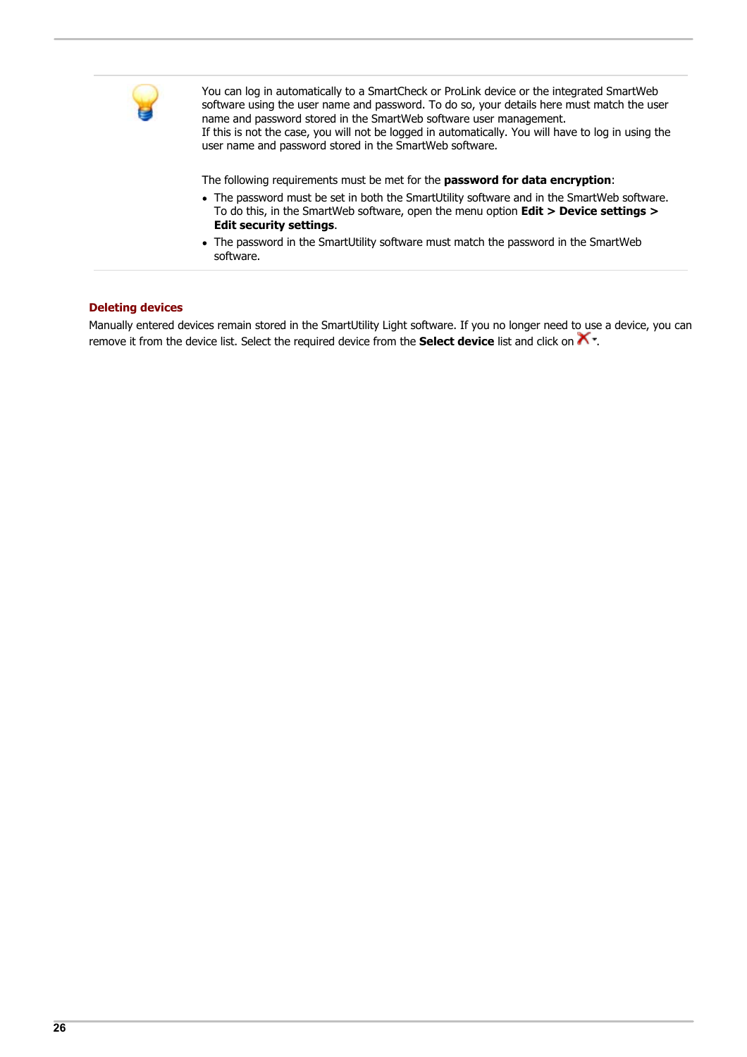You can log in automatically to a SmartCheck or ProLink device or the integrated SmartWeb software using the user name and password. To do so, your details here must match the user name and password stored in the SmartWeb software user management.
If this is not the case, you will not be logged in automatically. You will have to log in using the user name and password stored in the SmartWeb software.

The following requirements must be met for the **password for data encryption**:

- The password must be set in both the SmartUtility software and in the SmartWeb software. To do this, in the SmartWeb software, open the menu option **Edit > Device settings > Edit security settings**.
- The password in the SmartUtility software must match the password in the SmartWeb software.

### Deleting devices

Manually entered devices remain stored in the SmartUtility Light software. If you no longer need to use a device, you can remove it from the device list. Select the required device from the **Select device** list and click on ✖.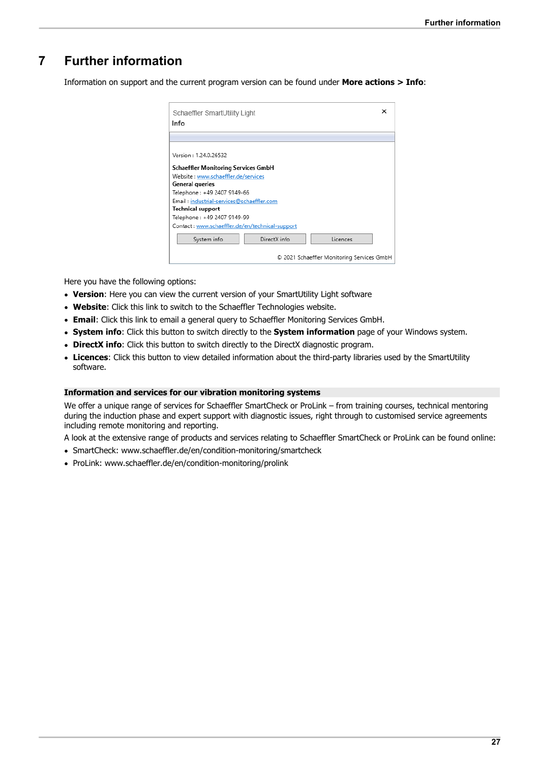# 7 Further information

Information on support and the current program version can be found under **More actions > Info**:

Schaeffler SmartUtility Light
Info

Version : 1.24.0.26532

**Schaeffler Monitoring Services GmbH**
Website : www.schaeffler.de/services
**General queries**
Telephone : +49 2407 9149-66
Email : industrial-services@schaeffler.com
**Technical support**
Telephone : +49 2407 9149-99
Contact : www.schaeffler.de/en/technical-support

System info | DirectX info | Licences

© 2021 Schaeffler Monitoring Services GmbH

Here you have the following options:

- **Version**: Here you can view the current version of your SmartUtility Light software
- **Website**: Click this link to switch to the Schaeffler Technologies website.
- **Email**: Click this link to email a general query to Schaeffler Monitoring Services GmbH.
- **System info**: Click this button to switch directly to the **System information** page of your Windows system.
- **DirectX info**: Click this button to switch directly to the DirectX diagnostic program.
- **Licences**: Click this button to view detailed information about the third-party libraries used by the SmartUtility software.

**Information and services for our vibration monitoring systems**

We offer a unique range of services for Schaeffler SmartCheck or ProLink – from training courses, technical mentoring during the induction phase and expert support with diagnostic issues, right through to customised service agreements including remote monitoring and reporting.

A look at the extensive range of products and services relating to Schaeffler SmartCheck or ProLink can be found online:

- SmartCheck: www.schaeffler.de/en/condition-monitoring/smartcheck
- ProLink: www.schaeffler.de/en/condition-monitoring/prolink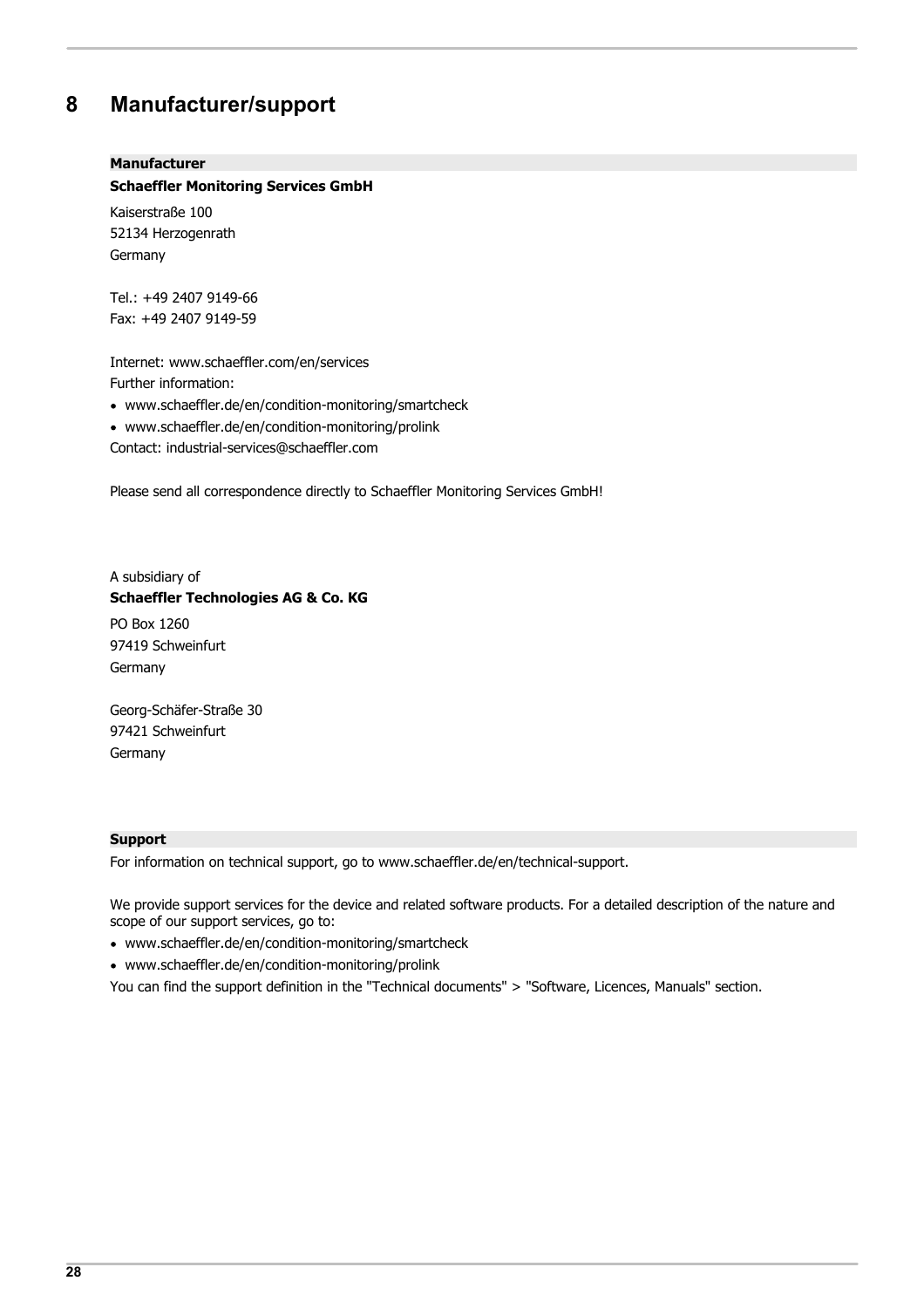# 8 Manufacturer/support

**Manufacturer**

**Schaeffler Monitoring Services GmbH**

Kaiserstraße 100
52134 Herzogenrath
Germany

Tel.: +49 2407 9149-66
Fax: +49 2407 9149-59

Internet: www.schaeffler.com/en/services
Further information:

- www.schaeffler.de/en/condition-monitoring/smartcheck
- www.schaeffler.de/en/condition-monitoring/prolink

Contact: industrial-services@schaeffler.com

Please send all correspondence directly to Schaeffler Monitoring Services GmbH!

A subsidiary of
**Schaeffler Technologies AG & Co. KG**

PO Box 1260
97419 Schweinfurt
Germany

Georg-Schäfer-Straße 30
97421 Schweinfurt
Germany

**Support**

For information on technical support, go to www.schaeffler.de/en/technical-support.

We provide support services for the device and related software products. For a detailed description of the nature and scope of our support services, go to:

- www.schaeffler.de/en/condition-monitoring/smartcheck
- www.schaeffler.de/en/condition-monitoring/prolink

You can find the support definition in the "Technical documents" > "Software, Licences, Manuals" section.